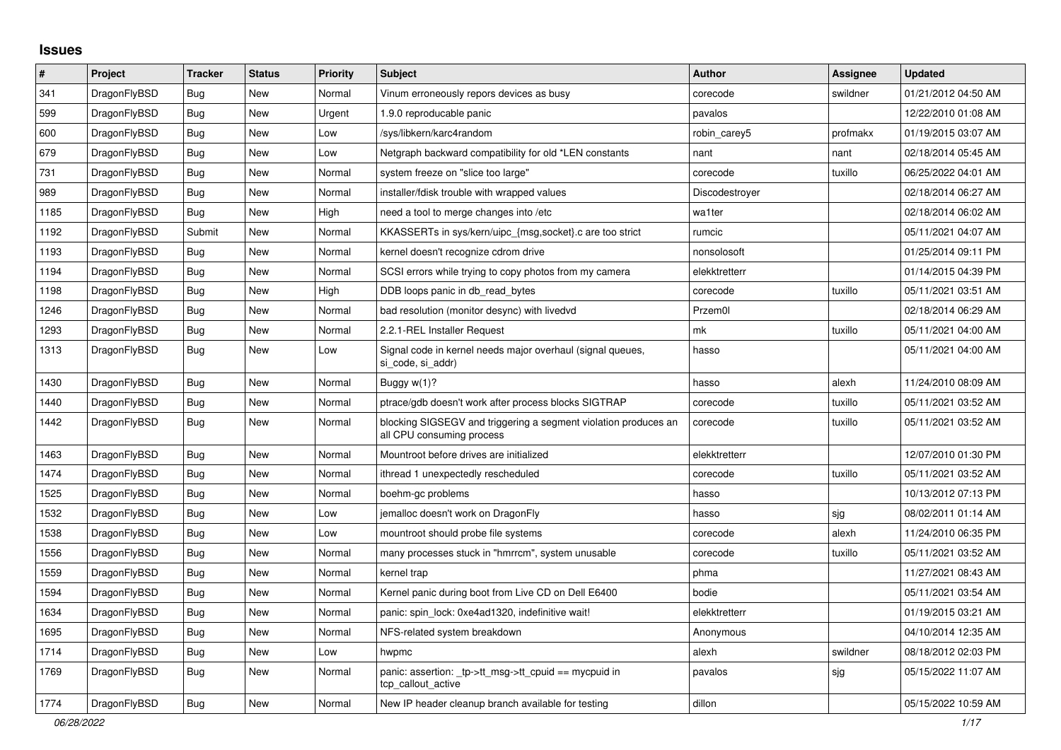# Issues

| # | Project | Tracker | Status | Priority | Subject | Author | Assignee | Updated |
|---|---|---|---|---|---|---|---|---|
| 341 | DragonFlyBSD | Bug | New | Normal | Vinum erroneously repors devices as busy | corecode | swildner | 01/21/2012 04:50 AM |
| 599 | DragonFlyBSD | Bug | New | Urgent | 1.9.0 reproducable panic | pavalos | | 12/22/2010 01:08 AM |
| 600 | DragonFlyBSD | Bug | New | Low | /sys/libkern/karc4random | robin_carey5 | profmakx | 01/19/2015 03:07 AM |
| 679 | DragonFlyBSD | Bug | New | Low | Netgraph backward compatibility for old *LEN constants | nant | nant | 02/18/2014 05:45 AM |
| 731 | DragonFlyBSD | Bug | New | Normal | system freeze on "slice too large" | corecode | tuxillo | 06/25/2022 04:01 AM |
| 989 | DragonFlyBSD | Bug | New | Normal | installer/fdisk trouble with wrapped values | Discodestroyer | | 02/18/2014 06:27 AM |
| 1185 | DragonFlyBSD | Bug | New | High | need a tool to merge changes into /etc | wa1ter | | 02/18/2014 06:02 AM |
| 1192 | DragonFlyBSD | Submit | New | Normal | KKASSERTs in sys/kern/uipc_{msg,socket}.c are too strict | rumcic | | 05/11/2021 04:07 AM |
| 1193 | DragonFlyBSD | Bug | New | Normal | kernel doesn't recognize cdrom drive | nonsolosoft | | 01/25/2014 09:11 PM |
| 1194 | DragonFlyBSD | Bug | New | Normal | SCSI errors while trying to copy photos from my camera | elekktretterr | | 01/14/2015 04:39 PM |
| 1198 | DragonFlyBSD | Bug | New | High | DDB loops panic in db_read_bytes | corecode | tuxillo | 05/11/2021 03:51 AM |
| 1246 | DragonFlyBSD | Bug | New | Normal | bad resolution (monitor desync) with livedvd | Przem0l | | 02/18/2014 06:29 AM |
| 1293 | DragonFlyBSD | Bug | New | Normal | 2.2.1-REL Installer Request | mk | tuxillo | 05/11/2021 04:00 AM |
| 1313 | DragonFlyBSD | Bug | New | Low | Signal code in kernel needs major overhaul (signal queues, si_code, si_addr) | hasso | | 05/11/2021 04:00 AM |
| 1430 | DragonFlyBSD | Bug | New | Normal | Buggy w(1)? | hasso | alexh | 11/24/2010 08:09 AM |
| 1440 | DragonFlyBSD | Bug | New | Normal | ptrace/gdb doesn't work after process blocks SIGTRAP | corecode | tuxillo | 05/11/2021 03:52 AM |
| 1442 | DragonFlyBSD | Bug | New | Normal | blocking SIGSEGV and triggering a segment violation produces an all CPU consuming process | corecode | tuxillo | 05/11/2021 03:52 AM |
| 1463 | DragonFlyBSD | Bug | New | Normal | Mountroot before drives are initialized | elekktretterr | | 12/07/2010 01:30 PM |
| 1474 | DragonFlyBSD | Bug | New | Normal | ithread 1 unexpectedly rescheduled | corecode | tuxillo | 05/11/2021 03:52 AM |
| 1525 | DragonFlyBSD | Bug | New | Normal | boehm-gc problems | hasso | | 10/13/2012 07:13 PM |
| 1532 | DragonFlyBSD | Bug | New | Low | jemalloc doesn't work on DragonFly | hasso | sjg | 08/02/2011 01:14 AM |
| 1538 | DragonFlyBSD | Bug | New | Low | mountroot should probe file systems | corecode | alexh | 11/24/2010 06:35 PM |
| 1556 | DragonFlyBSD | Bug | New | Normal | many processes stuck in "hmrrcm", system unusable | corecode | tuxillo | 05/11/2021 03:52 AM |
| 1559 | DragonFlyBSD | Bug | New | Normal | kernel trap | phma | | 11/27/2021 08:43 AM |
| 1594 | DragonFlyBSD | Bug | New | Normal | Kernel panic during boot from Live CD on Dell E6400 | bodie | | 05/11/2021 03:54 AM |
| 1634 | DragonFlyBSD | Bug | New | Normal | panic: spin_lock: 0xe4ad1320, indefinitive wait! | elekktretterr | | 01/19/2015 03:21 AM |
| 1695 | DragonFlyBSD | Bug | New | Normal | NFS-related system breakdown | Anonymous | | 04/10/2014 12:35 AM |
| 1714 | DragonFlyBSD | Bug | New | Low | hwpmc | alexh | swildner | 08/18/2012 02:03 PM |
| 1769 | DragonFlyBSD | Bug | New | Normal | panic: assertion: _tp->tt_msg->tt_cpuid == mycpuid in tcp_callout_active | pavalos | sjg | 05/15/2022 11:07 AM |
| 1774 | DragonFlyBSD | Bug | New | Normal | New IP header cleanup branch available for testing | dillon | | 05/15/2022 10:59 AM |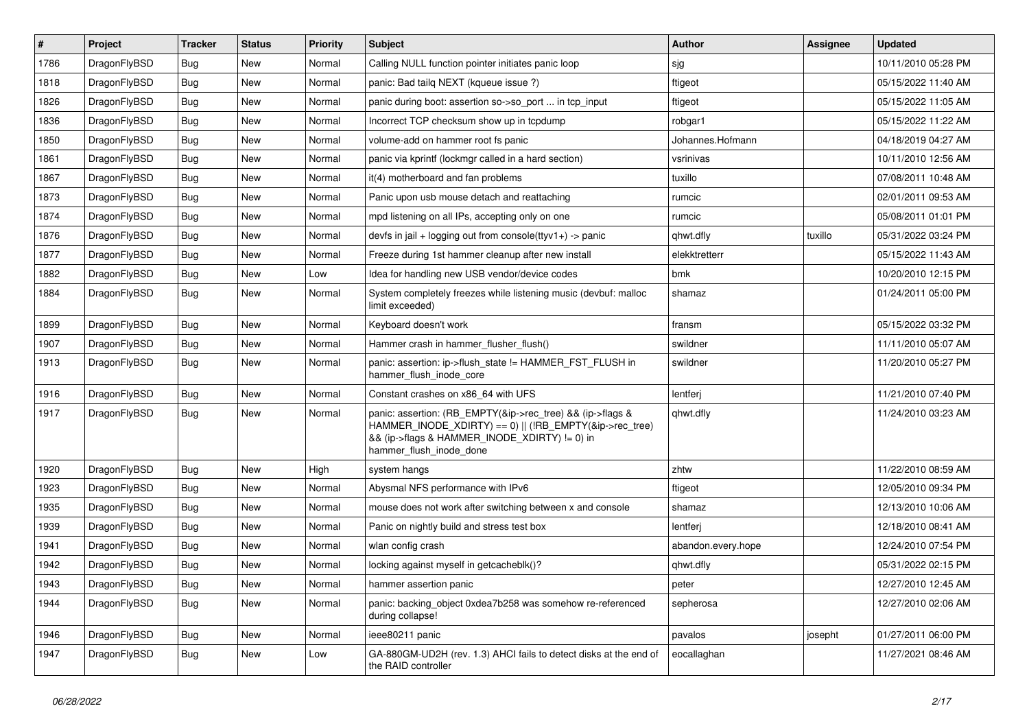| # | Project | Tracker | Status | Priority | Subject | Author | Assignee | Updated |
|---|---|---|---|---|---|---|---|---|
| 1786 | DragonFlyBSD | Bug | New | Normal | Calling NULL function pointer initiates panic loop | sjg | | 10/11/2010 05:28 PM |
| 1818 | DragonFlyBSD | Bug | New | Normal | panic: Bad tailq NEXT (kqueue issue ?) | ftigeot | | 05/15/2022 11:40 AM |
| 1826 | DragonFlyBSD | Bug | New | Normal | panic during boot: assertion so->so_port ... in tcp_input | ftigeot | | 05/15/2022 11:05 AM |
| 1836 | DragonFlyBSD | Bug | New | Normal | Incorrect TCP checksum show up in tcpdump | robgar1 | | 05/15/2022 11:22 AM |
| 1850 | DragonFlyBSD | Bug | New | Normal | volume-add on hammer root fs panic | Johannes.Hofmann | | 04/18/2019 04:27 AM |
| 1861 | DragonFlyBSD | Bug | New | Normal | panic via kprintf (lockmgr called in a hard section) | vsrinivas | | 10/11/2010 12:56 AM |
| 1867 | DragonFlyBSD | Bug | New | Normal | it(4) motherboard and fan problems | tuxillo | | 07/08/2011 10:48 AM |
| 1873 | DragonFlyBSD | Bug | New | Normal | Panic upon usb mouse detach and reattaching | rumcic | | 02/01/2011 09:53 AM |
| 1874 | DragonFlyBSD | Bug | New | Normal | mpd listening on all IPs, accepting only on one | rumcic | | 05/08/2011 01:01 PM |
| 1876 | DragonFlyBSD | Bug | New | Normal | devfs in jail + logging out from console(ttyv1+) -> panic | qhwt.dfly | tuxillo | 05/31/2022 03:24 PM |
| 1877 | DragonFlyBSD | Bug | New | Normal | Freeze during 1st hammer cleanup after new install | elekktretterr | | 05/15/2022 11:43 AM |
| 1882 | DragonFlyBSD | Bug | New | Low | Idea for handling new USB vendor/device codes | bmk | | 10/20/2010 12:15 PM |
| 1884 | DragonFlyBSD | Bug | New | Normal | System completely freezes while listening music (devbuf: malloc limit exceeded) | shamaz | | 01/24/2011 05:00 PM |
| 1899 | DragonFlyBSD | Bug | New | Normal | Keyboard doesn't work | fransm | | 05/15/2022 03:32 PM |
| 1907 | DragonFlyBSD | Bug | New | Normal | Hammer crash in hammer_flusher_flush() | swildner | | 11/11/2010 05:07 AM |
| 1913 | DragonFlyBSD | Bug | New | Normal | panic: assertion: ip->flush_state != HAMMER_FST_FLUSH in hammer_flush_inode_core | swildner | | 11/20/2010 05:27 PM |
| 1916 | DragonFlyBSD | Bug | New | Normal | Constant crashes on x86_64 with UFS | lentferj | | 11/21/2010 07:40 PM |
| 1917 | DragonFlyBSD | Bug | New | Normal | panic: assertion: (RB_EMPTY(&ip->rec_tree) && (ip->flags & HAMMER_INODE_XDIRTY) == 0) \|\| (!RB_EMPTY(&ip->rec_tree) && (ip->flags & HAMMER_INODE_XDIRTY) != 0) in hammer_flush_inode_done | qhwt.dfly | | 11/24/2010 03:23 AM |
| 1920 | DragonFlyBSD | Bug | New | High | system hangs | zhtw | | 11/22/2010 08:59 AM |
| 1923 | DragonFlyBSD | Bug | New | Normal | Abysmal NFS performance with IPv6 | ftigeot | | 12/05/2010 09:34 PM |
| 1935 | DragonFlyBSD | Bug | New | Normal | mouse does not work after switching between x and console | shamaz | | 12/13/2010 10:06 AM |
| 1939 | DragonFlyBSD | Bug | New | Normal | Panic on nightly build and stress test box | lentferj | | 12/18/2010 08:41 AM |
| 1941 | DragonFlyBSD | Bug | New | Normal | wlan config crash | abandon.every.hope | | 12/24/2010 07:54 PM |
| 1942 | DragonFlyBSD | Bug | New | Normal | locking against myself in getcacheblk()? | qhwt.dfly | | 05/31/2022 02:15 PM |
| 1943 | DragonFlyBSD | Bug | New | Normal | hammer assertion panic | peter | | 12/27/2010 12:45 AM |
| 1944 | DragonFlyBSD | Bug | New | Normal | panic: backing_object 0xdea7b258 was somehow re-referenced during collapse! | sepherosa | | 12/27/2010 02:06 AM |
| 1946 | DragonFlyBSD | Bug | New | Normal | ieee80211 panic | pavalos | josepht | 01/27/2011 06:00 PM |
| 1947 | DragonFlyBSD | Bug | New | Low | GA-880GM-UD2H (rev. 1.3) AHCI fails to detect disks at the end of the RAID controller | eocallaghan | | 11/27/2021 08:46 AM |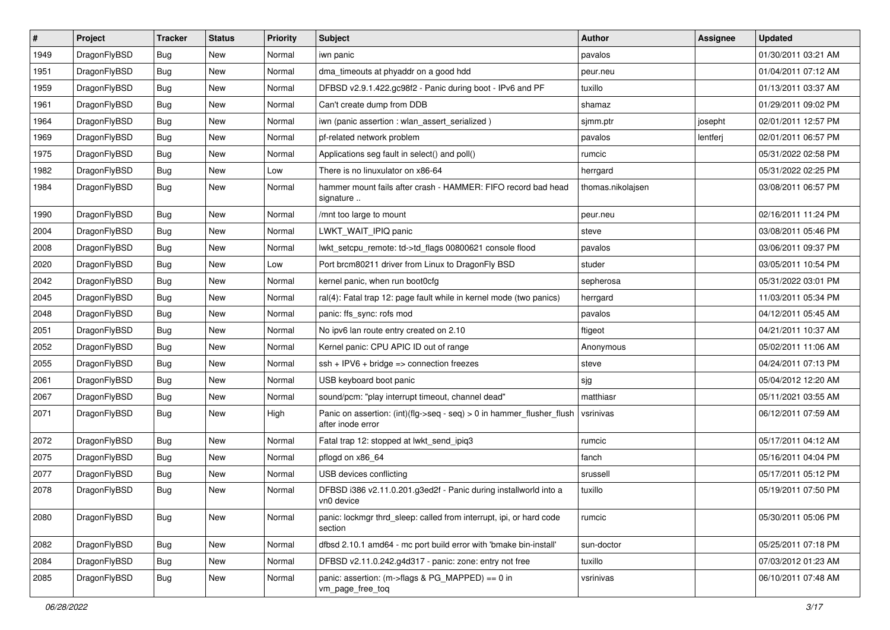| # | Project | Tracker | Status | Priority | Subject | Author | Assignee | Updated |
|---|---|---|---|---|---|---|---|---|
| 1949 | DragonFlyBSD | Bug | New | Normal | iwn panic | pavalos | | 01/30/2011 03:21 AM |
| 1951 | DragonFlyBSD | Bug | New | Normal | dma_timeouts at phyaddr on a good hdd | peur.neu | | 01/04/2011 07:12 AM |
| 1959 | DragonFlyBSD | Bug | New | Normal | DFBSD v2.9.1.422.gc98f2 - Panic during boot - IPv6 and PF | tuxillo | | 01/13/2011 03:37 AM |
| 1961 | DragonFlyBSD | Bug | New | Normal | Can't create dump from DDB | shamaz | | 01/29/2011 09:02 PM |
| 1964 | DragonFlyBSD | Bug | New | Normal | iwn (panic assertion : wlan_assert_serialized ) | sjmm.ptr | josepht | 02/01/2011 12:57 PM |
| 1969 | DragonFlyBSD | Bug | New | Normal | pf-related network problem | pavalos | lentferj | 02/01/2011 06:57 PM |
| 1975 | DragonFlyBSD | Bug | New | Normal | Applications seg fault in select() and poll() | rumcic | | 05/31/2022 02:58 PM |
| 1982 | DragonFlyBSD | Bug | New | Low | There is no linuxulator on x86-64 | herrgard | | 05/31/2022 02:25 PM |
| 1984 | DragonFlyBSD | Bug | New | Normal | hammer mount fails after crash - HAMMER: FIFO record bad head signature .. | thomas.nikolajsen | | 03/08/2011 06:57 PM |
| 1990 | DragonFlyBSD | Bug | New | Normal | /mnt too large to mount | peur.neu | | 02/16/2011 11:24 PM |
| 2004 | DragonFlyBSD | Bug | New | Normal | LWKT_WAIT_IPIQ panic | steve | | 03/08/2011 05:46 PM |
| 2008 | DragonFlyBSD | Bug | New | Normal | lwkt_setcpu_remote: td->td_flags 00800621 console flood | pavalos | | 03/06/2011 09:37 PM |
| 2020 | DragonFlyBSD | Bug | New | Low | Port brcm80211 driver from Linux to DragonFly BSD | studer | | 03/05/2011 10:54 PM |
| 2042 | DragonFlyBSD | Bug | New | Normal | kernel panic, when run boot0cfg | sepherosa | | 05/31/2022 03:01 PM |
| 2045 | DragonFlyBSD | Bug | New | Normal | ral(4): Fatal trap 12: page fault while in kernel mode (two panics) | herrgard | | 11/03/2011 05:34 PM |
| 2048 | DragonFlyBSD | Bug | New | Normal | panic: ffs_sync: rofs mod | pavalos | | 04/12/2011 05:45 AM |
| 2051 | DragonFlyBSD | Bug | New | Normal | No ipv6 lan route entry created on 2.10 | ftigeot | | 04/21/2011 10:37 AM |
| 2052 | DragonFlyBSD | Bug | New | Normal | Kernel panic: CPU APIC ID out of range | Anonymous | | 05/02/2011 11:06 AM |
| 2055 | DragonFlyBSD | Bug | New | Normal | ssh + IPV6 + bridge => connection freezes | steve | | 04/24/2011 07:13 PM |
| 2061 | DragonFlyBSD | Bug | New | Normal | USB keyboard boot panic | sjg | | 05/04/2012 12:20 AM |
| 2067 | DragonFlyBSD | Bug | New | Normal | sound/pcm: "play interrupt timeout, channel dead" | matthiasr | | 05/11/2021 03:55 AM |
| 2071 | DragonFlyBSD | Bug | New | High | Panic on assertion: (int)(flg->seq - seq) > 0 in hammer_flusher_flush after inode error | vsrinivas | | 06/12/2011 07:59 AM |
| 2072 | DragonFlyBSD | Bug | New | Normal | Fatal trap 12: stopped at lwkt_send_ipiq3 | rumcic | | 05/17/2011 04:12 AM |
| 2075 | DragonFlyBSD | Bug | New | Normal | pflogd on x86_64 | fanch | | 05/16/2011 04:04 PM |
| 2077 | DragonFlyBSD | Bug | New | Normal | USB devices conflicting | srussell | | 05/17/2011 05:12 PM |
| 2078 | DragonFlyBSD | Bug | New | Normal | DFBSD i386 v2.11.0.201.g3ed2f - Panic during installworld into a vn0 device | tuxillo | | 05/19/2011 07:50 PM |
| 2080 | DragonFlyBSD | Bug | New | Normal | panic: lockmgr thrd_sleep: called from interrupt, ipi, or hard code section | rumcic | | 05/30/2011 05:06 PM |
| 2082 | DragonFlyBSD | Bug | New | Normal | dfbsd 2.10.1 amd64 - mc port build error with 'bmake bin-install' | sun-doctor | | 05/25/2011 07:18 PM |
| 2084 | DragonFlyBSD | Bug | New | Normal | DFBSD v2.11.0.242.g4d317 - panic: zone: entry not free | tuxillo | | 07/03/2012 01:23 AM |
| 2085 | DragonFlyBSD | Bug | New | Normal | panic: assertion: (m->flags & PG_MAPPED) == 0 in vm_page_free_toq | vsrinivas | | 06/10/2011 07:48 AM |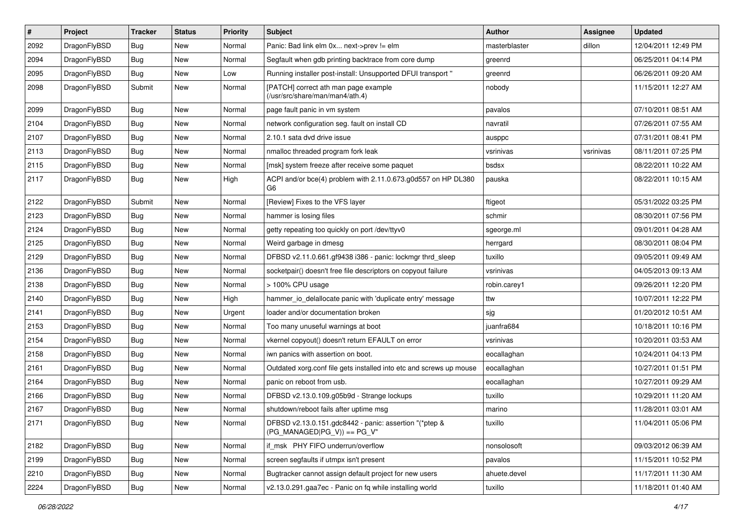| # | Project | Tracker | Status | Priority | Subject | Author | Assignee | Updated |
|---|---|---|---|---|---|---|---|---|
| 2092 | DragonFlyBSD | Bug | New | Normal | Panic: Bad link elm 0x... next->prev != elm | masterblaster | dillon | 12/04/2011 12:49 PM |
| 2094 | DragonFlyBSD | Bug | New | Normal | Segfault when gdb printing backtrace from core dump | greenrd | | 06/25/2011 04:14 PM |
| 2095 | DragonFlyBSD | Bug | New | Low | Running installer post-install: Unsupported DFUI transport " | greenrd | | 06/26/2011 09:20 AM |
| 2098 | DragonFlyBSD | Submit | New | Normal | [PATCH] correct ath man page example (/usr/src/share/man/man4/ath.4) | nobody | | 11/15/2011 12:27 AM |
| 2099 | DragonFlyBSD | Bug | New | Normal | page fault panic in vm system | pavalos | | 07/10/2011 08:51 AM |
| 2104 | DragonFlyBSD | Bug | New | Normal | network configuration seg. fault on install CD | navratil | | 07/26/2011 07:55 AM |
| 2107 | DragonFlyBSD | Bug | New | Normal | 2.10.1 sata dvd drive issue | ausppc | | 07/31/2011 08:41 PM |
| 2113 | DragonFlyBSD | Bug | New | Normal | nmalloc threaded program fork leak | vsrinivas | vsrinivas | 08/11/2011 07:25 PM |
| 2115 | DragonFlyBSD | Bug | New | Normal | [msk] system freeze after receive some paquet | bsdsx | | 08/22/2011 10:22 AM |
| 2117 | DragonFlyBSD | Bug | New | High | ACPI and/or bce(4) problem with 2.11.0.673.g0d557 on HP DL380 G6 | pauska | | 08/22/2011 10:15 AM |
| 2122 | DragonFlyBSD | Submit | New | Normal | [Review] Fixes to the VFS layer | ftigeot | | 05/31/2022 03:25 PM |
| 2123 | DragonFlyBSD | Bug | New | Normal | hammer is losing files | schmir | | 08/30/2011 07:56 PM |
| 2124 | DragonFlyBSD | Bug | New | Normal | getty repeating too quickly on port /dev/ttyv0 | sgeorge.ml | | 09/01/2011 04:28 AM |
| 2125 | DragonFlyBSD | Bug | New | Normal | Weird garbage in dmesg | herrgard | | 08/30/2011 08:04 PM |
| 2129 | DragonFlyBSD | Bug | New | Normal | DFBSD v2.11.0.661.gf9438 i386 - panic: lockmgr thrd_sleep | tuxillo | | 09/05/2011 09:49 AM |
| 2136 | DragonFlyBSD | Bug | New | Normal | socketpair() doesn't free file descriptors on copyout failure | vsrinivas | | 04/05/2013 09:13 AM |
| 2138 | DragonFlyBSD | Bug | New | Normal | > 100% CPU usage | robin.carey1 | | 09/26/2011 12:20 PM |
| 2140 | DragonFlyBSD | Bug | New | High | hammer_io_delallocate panic with 'duplicate entry' message | ttw | | 10/07/2011 12:22 PM |
| 2141 | DragonFlyBSD | Bug | New | Urgent | loader and/or documentation broken | sjg | | 01/20/2012 10:51 AM |
| 2153 | DragonFlyBSD | Bug | New | Normal | Too many unuseful warnings at boot | juanfra684 | | 10/18/2011 10:16 PM |
| 2154 | DragonFlyBSD | Bug | New | Normal | vkernel copyout() doesn't return EFAULT on error | vsrinivas | | 10/20/2011 03:53 AM |
| 2158 | DragonFlyBSD | Bug | New | Normal | iwn panics with assertion on boot. | eocallaghan | | 10/24/2011 04:13 PM |
| 2161 | DragonFlyBSD | Bug | New | Normal | Outdated xorg.conf file gets installed into etc and screws up mouse | eocallaghan | | 10/27/2011 01:51 PM |
| 2164 | DragonFlyBSD | Bug | New | Normal | panic on reboot from usb. | eocallaghan | | 10/27/2011 09:29 AM |
| 2166 | DragonFlyBSD | Bug | New | Normal | DFBSD v2.13.0.109.g05b9d - Strange lockups | tuxillo | | 10/29/2011 11:20 AM |
| 2167 | DragonFlyBSD | Bug | New | Normal | shutdown/reboot fails after uptime msg | marino | | 11/28/2011 03:01 AM |
| 2171 | DragonFlyBSD | Bug | New | Normal | DFBSD v2.13.0.151.gdc8442 - panic: assertion "(*ptep & (PG_MANAGED\|PG_V)) == PG_V" | tuxillo | | 11/04/2011 05:06 PM |
| 2182 | DragonFlyBSD | Bug | New | Normal | if_msk PHY FIFO underrun/overflow | nonsolosoft | | 09/03/2012 06:39 AM |
| 2199 | DragonFlyBSD | Bug | New | Normal | screen segfaults if utmpx isn't present | pavalos | | 11/15/2011 10:52 PM |
| 2210 | DragonFlyBSD | Bug | New | Normal | Bugtracker cannot assign default project for new users | ahuete.devel | | 11/17/2011 11:30 AM |
| 2224 | DragonFlyBSD | Bug | New | Normal | v2.13.0.291.gaa7ec - Panic on fq while installing world | tuxillo | | 11/18/2011 01:40 AM |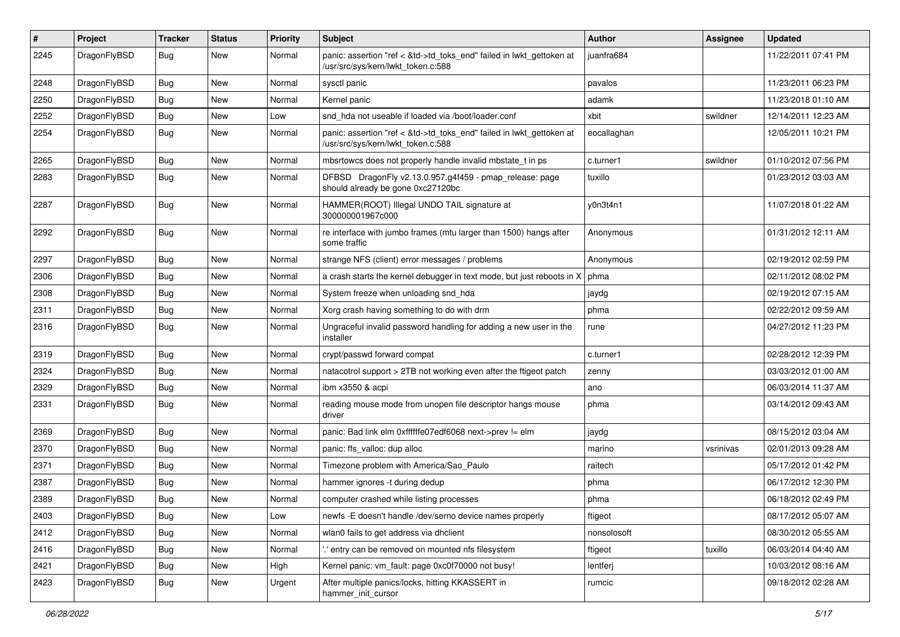| # | Project | Tracker | Status | Priority | Subject | Author | Assignee | Updated |
|---|---|---|---|---|---|---|---|---|
| 2245 | DragonFlyBSD | Bug | New | Normal | panic: assertion "ref < &td->td_toks_end" failed in lwkt_gettoken at /usr/src/sys/kern/lwkt_token.c:588 | juanfra684 | | 11/22/2011 07:41 PM |
| 2248 | DragonFlyBSD | Bug | New | Normal | sysctl panic | pavalos | | 11/23/2011 06:23 PM |
| 2250 | DragonFlyBSD | Bug | New | Normal | Kernel panic | adamk | | 11/23/2018 01:10 AM |
| 2252 | DragonFlyBSD | Bug | New | Low | snd_hda not useable if loaded via /boot/loader.conf | xbit | swildner | 12/14/2011 12:23 AM |
| 2254 | DragonFlyBSD | Bug | New | Normal | panic: assertion "ref < &td->td_toks_end" failed in lwkt_gettoken at /usr/src/sys/kern/lwkt_token.c:588 | eocallaghan | | 12/05/2011 10:21 PM |
| 2265 | DragonFlyBSD | Bug | New | Normal | mbsrtowcs does not properly handle invalid mbstate_t in ps | c.turner1 | swildner | 01/10/2012 07:56 PM |
| 2283 | DragonFlyBSD | Bug | New | Normal | DFBSD DragonFly v2.13.0.957.g4f459 - pmap_release: page should already be gone 0xc27120bc | tuxillo | | 01/23/2012 03:03 AM |
| 2287 | DragonFlyBSD | Bug | New | Normal | HAMMER(ROOT) Illegal UNDO TAIL signature at 300000001967c000 | y0n3t4n1 | | 11/07/2018 01:22 AM |
| 2292 | DragonFlyBSD | Bug | New | Normal | re interface with jumbo frames (mtu larger than 1500) hangs after some traffic | Anonymous | | 01/31/2012 12:11 AM |
| 2297 | DragonFlyBSD | Bug | New | Normal | strange NFS (client) error messages / problems | Anonymous | | 02/19/2012 02:59 PM |
| 2306 | DragonFlyBSD | Bug | New | Normal | a crash starts the kernel debugger in text mode, but just reboots in X | phma | | 02/11/2012 08:02 PM |
| 2308 | DragonFlyBSD | Bug | New | Normal | System freeze when unloading snd_hda | jaydg | | 02/19/2012 07:15 AM |
| 2311 | DragonFlyBSD | Bug | New | Normal | Xorg crash having something to do with drm | phma | | 02/22/2012 09:59 AM |
| 2316 | DragonFlyBSD | Bug | New | Normal | Ungraceful invalid password handling for adding a new user in the installer | rune | | 04/27/2012 11:23 PM |
| 2319 | DragonFlyBSD | Bug | New | Normal | crypt/passwd forward compat | c.turner1 | | 02/28/2012 12:39 PM |
| 2324 | DragonFlyBSD | Bug | New | Normal | natacotrol support > 2TB not working even after the ftigeot patch | zenny | | 03/03/2012 01:00 AM |
| 2329 | DragonFlyBSD | Bug | New | Normal | ibm x3550 & acpi | ano | | 06/03/2014 11:37 AM |
| 2331 | DragonFlyBSD | Bug | New | Normal | reading mouse mode from unopen file descriptor hangs mouse driver | phma | | 03/14/2012 09:43 AM |
| 2369 | DragonFlyBSD | Bug | New | Normal | panic: Bad link elm 0xffffffe07edf6068 next->prev != elm | jaydg | | 08/15/2012 03:04 AM |
| 2370 | DragonFlyBSD | Bug | New | Normal | panic: ffs_valloc: dup alloc | marino | vsrinivas | 02/01/2013 09:28 AM |
| 2371 | DragonFlyBSD | Bug | New | Normal | Timezone problem with America/Sao_Paulo | raitech | | 05/17/2012 01:42 PM |
| 2387 | DragonFlyBSD | Bug | New | Normal | hammer ignores -t during dedup | phma | | 06/17/2012 12:30 PM |
| 2389 | DragonFlyBSD | Bug | New | Normal | computer crashed while listing processes | phma | | 06/18/2012 02:49 PM |
| 2403 | DragonFlyBSD | Bug | New | Low | newfs -E doesn't handle /dev/serno device names properly | ftigeot | | 08/17/2012 05:07 AM |
| 2412 | DragonFlyBSD | Bug | New | Normal | wlan0 fails to get address via dhclient | nonsolosoft | | 08/30/2012 05:55 AM |
| 2416 | DragonFlyBSD | Bug | New | Normal | '.' entry can be removed on mounted nfs filesystem | ftigeot | tuxillo | 06/03/2014 04:40 AM |
| 2421 | DragonFlyBSD | Bug | New | High | Kernel panic: vm_fault: page 0xc0f70000 not busy! | lentferj | | 10/03/2012 08:16 AM |
| 2423 | DragonFlyBSD | Bug | New | Urgent | After multiple panics/locks, hitting KKASSERT in hammer_init_cursor | rumcic | | 09/18/2012 02:28 AM |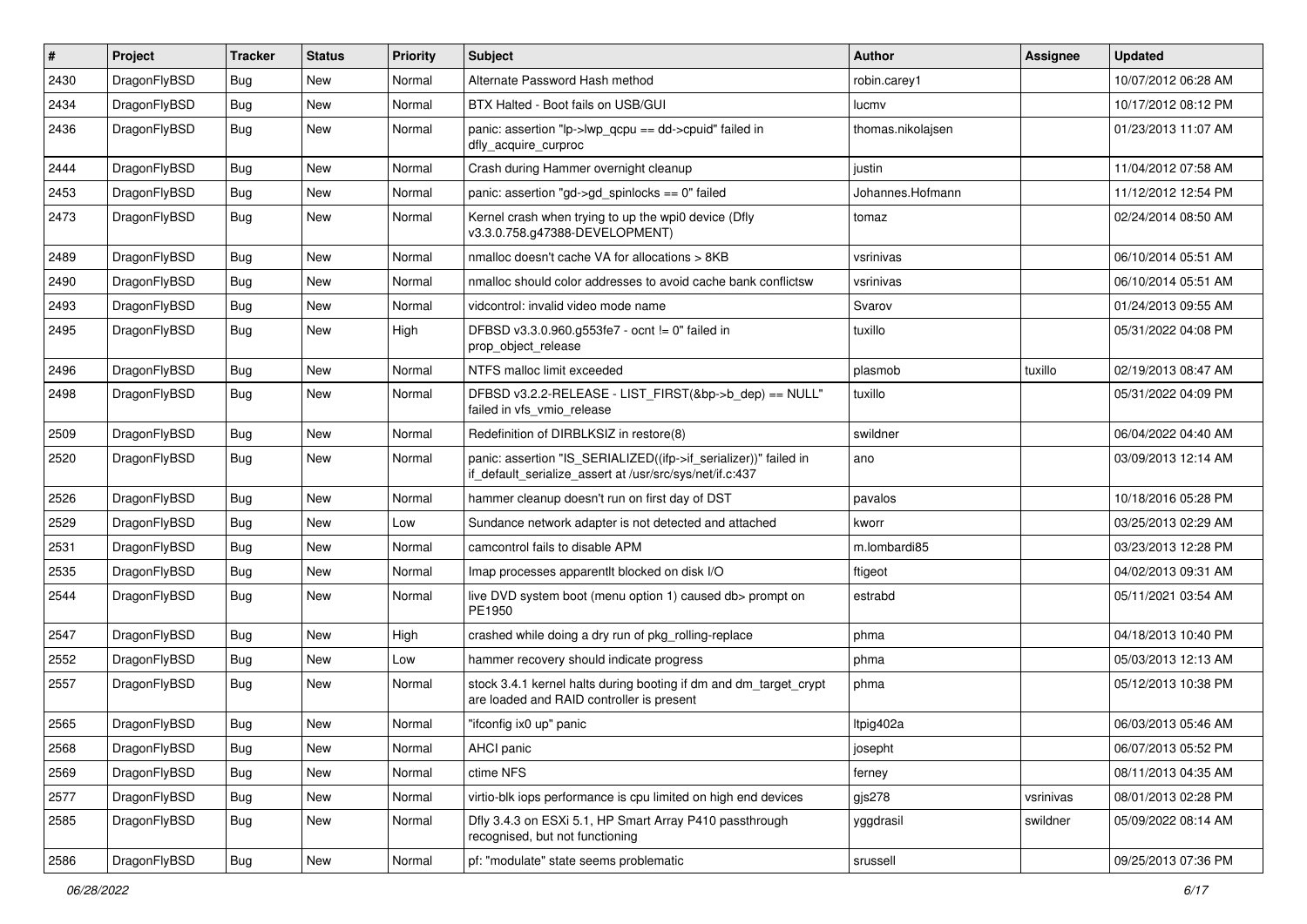| # | Project | Tracker | Status | Priority | Subject | Author | Assignee | Updated |
|---|---|---|---|---|---|---|---|---|
| 2430 | DragonFlyBSD | Bug | New | Normal | Alternate Password Hash method | robin.carey1 | | 10/07/2012 06:28 AM |
| 2434 | DragonFlyBSD | Bug | New | Normal | BTX Halted - Boot fails on USB/GUI | lucmv | | 10/17/2012 08:12 PM |
| 2436 | DragonFlyBSD | Bug | New | Normal | panic: assertion "lp->lwp_qcpu == dd->cpuid" failed in dfly_acquire_curproc | thomas.nikolajsen | | 01/23/2013 11:07 AM |
| 2444 | DragonFlyBSD | Bug | New | Normal | Crash during Hammer overnight cleanup | justin | | 11/04/2012 07:58 AM |
| 2453 | DragonFlyBSD | Bug | New | Normal | panic: assertion "gd->gd_spinlocks == 0" failed | Johannes.Hofmann | | 11/12/2012 12:54 PM |
| 2473 | DragonFlyBSD | Bug | New | Normal | Kernel crash when trying to up the wpi0 device (Dfly v3.3.0.758.g47388-DEVELOPMENT) | tomaz | | 02/24/2014 08:50 AM |
| 2489 | DragonFlyBSD | Bug | New | Normal | nmalloc doesn't cache VA for allocations > 8KB | vsrinivas | | 06/10/2014 05:51 AM |
| 2490 | DragonFlyBSD | Bug | New | Normal | nmalloc should color addresses to avoid cache bank conflictsw | vsrinivas | | 06/10/2014 05:51 AM |
| 2493 | DragonFlyBSD | Bug | New | Normal | vidcontrol: invalid video mode name | Svarov | | 01/24/2013 09:55 AM |
| 2495 | DragonFlyBSD | Bug | New | High | DFBSD v3.3.0.960.g553fe7 - ocnt != 0" failed in prop_object_release | tuxillo | | 05/31/2022 04:08 PM |
| 2496 | DragonFlyBSD | Bug | New | Normal | NTFS malloc limit exceeded | plasmob | tuxillo | 02/19/2013 08:47 AM |
| 2498 | DragonFlyBSD | Bug | New | Normal | DFBSD v3.2.2-RELEASE - LIST_FIRST(&bp->b_dep) == NULL" failed in vfs_vmio_release | tuxillo | | 05/31/2022 04:09 PM |
| 2509 | DragonFlyBSD | Bug | New | Normal | Redefinition of DIRBLKSIZ in restore(8) | swildner | | 06/04/2022 04:40 AM |
| 2520 | DragonFlyBSD | Bug | New | Normal | panic: assertion "IS_SERIALIZED((ifp->if_serializer))" failed in if_default_serialize_assert at /usr/src/sys/net/if.c:437 | ano | | 03/09/2013 12:14 AM |
| 2526 | DragonFlyBSD | Bug | New | Normal | hammer cleanup doesn't run on first day of DST | pavalos | | 10/18/2016 05:28 PM |
| 2529 | DragonFlyBSD | Bug | New | Low | Sundance network adapter is not detected and attached | kworr | | 03/25/2013 02:29 AM |
| 2531 | DragonFlyBSD | Bug | New | Normal | camcontrol fails to disable APM | m.lombardi85 | | 03/23/2013 12:28 PM |
| 2535 | DragonFlyBSD | Bug | New | Normal | Imap processes apparentlt blocked on disk I/O | ftigeot | | 04/02/2013 09:31 AM |
| 2544 | DragonFlyBSD | Bug | New | Normal | live DVD system boot (menu option 1) caused db> prompt on PE1950 | estrabd | | 05/11/2021 03:54 AM |
| 2547 | DragonFlyBSD | Bug | New | High | crashed while doing a dry run of pkg_rolling-replace | phma | | 04/18/2013 10:40 PM |
| 2552 | DragonFlyBSD | Bug | New | Low | hammer recovery should indicate progress | phma | | 05/03/2013 12:13 AM |
| 2557 | DragonFlyBSD | Bug | New | Normal | stock 3.4.1 kernel halts during booting if dm and dm_target_crypt are loaded and RAID controller is present | phma | | 05/12/2013 10:38 PM |
| 2565 | DragonFlyBSD | Bug | New | Normal | "ifconfig ix0 up" panic | ltpig402a | | 06/03/2013 05:46 AM |
| 2568 | DragonFlyBSD | Bug | New | Normal | AHCI panic | josepht | | 06/07/2013 05:52 PM |
| 2569 | DragonFlyBSD | Bug | New | Normal | ctime NFS | ferney | | 08/11/2013 04:35 AM |
| 2577 | DragonFlyBSD | Bug | New | Normal | virtio-blk iops performance is cpu limited on high end devices | gjs278 | vsrinivas | 08/01/2013 02:28 PM |
| 2585 | DragonFlyBSD | Bug | New | Normal | Dfly 3.4.3 on ESXi 5.1, HP Smart Array P410 passthrough recognised, but not functioning | yggdrasil | swildner | 05/09/2022 08:14 AM |
| 2586 | DragonFlyBSD | Bug | New | Normal | pf: "modulate" state seems problematic | srussell | | 09/25/2013 07:36 PM |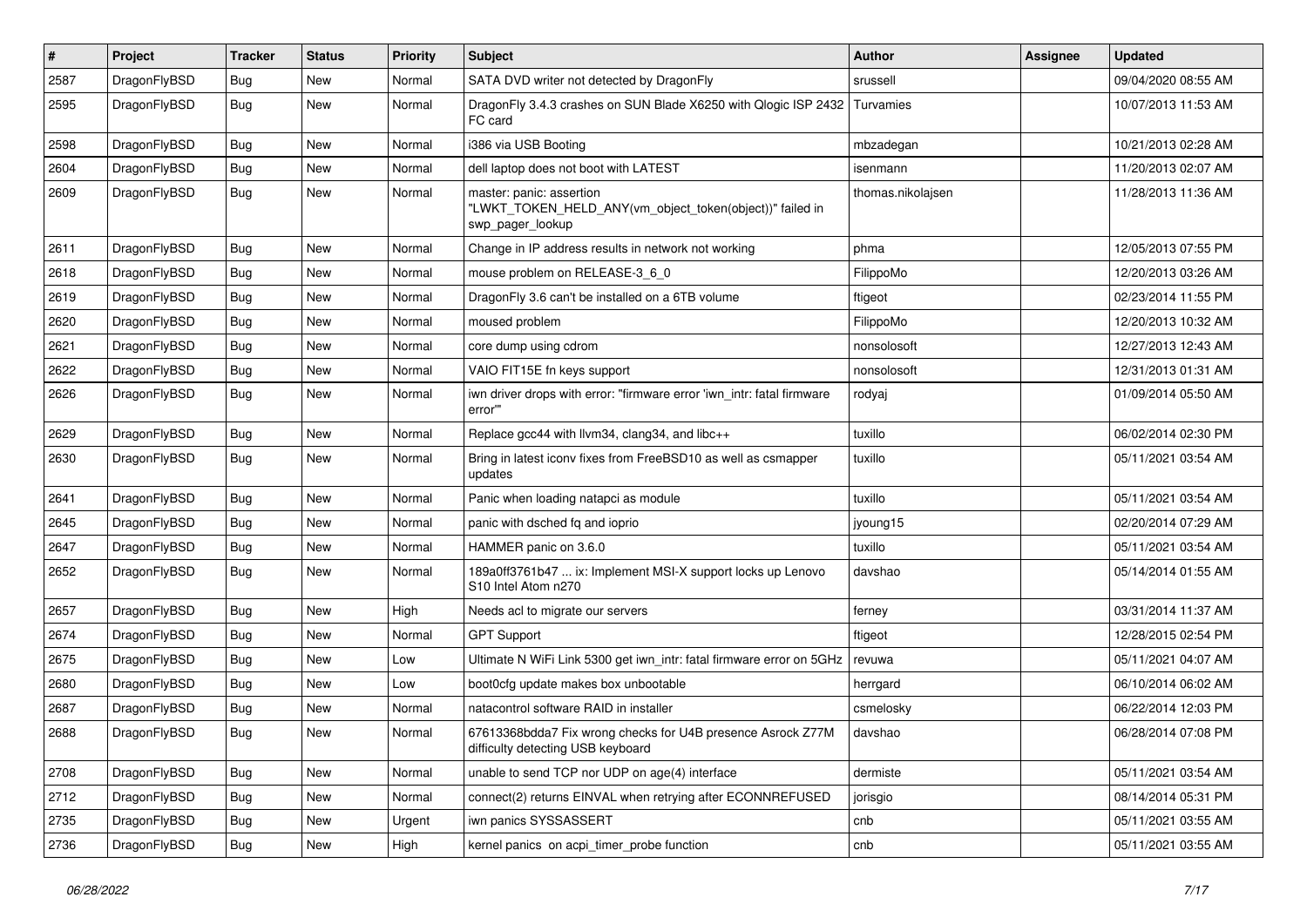| # | Project | Tracker | Status | Priority | Subject | Author | Assignee | Updated |
|---|---|---|---|---|---|---|---|---|
| 2587 | DragonFlyBSD | Bug | New | Normal | SATA DVD writer not detected by DragonFly | srussell | | 09/04/2020 08:55 AM |
| 2595 | DragonFlyBSD | Bug | New | Normal | DragonFly 3.4.3 crashes on SUN Blade X6250 with Qlogic ISP 2432 FC card | Turvamies | | 10/07/2013 11:53 AM |
| 2598 | DragonFlyBSD | Bug | New | Normal | i386 via USB Booting | mbzadegan | | 10/21/2013 02:28 AM |
| 2604 | DragonFlyBSD | Bug | New | Normal | dell laptop does not boot with LATEST | isenmann | | 11/20/2013 02:07 AM |
| 2609 | DragonFlyBSD | Bug | New | Normal | master: panic: assertion "LWKT_TOKEN_HELD_ANY(vm_object_token(object))" failed in swp_pager_lookup | thomas.nikolajsen | | 11/28/2013 11:36 AM |
| 2611 | DragonFlyBSD | Bug | New | Normal | Change in IP address results in network not working | phma | | 12/05/2013 07:55 PM |
| 2618 | DragonFlyBSD | Bug | New | Normal | mouse problem on RELEASE-3_6_0 | FilippoMo | | 12/20/2013 03:26 AM |
| 2619 | DragonFlyBSD | Bug | New | Normal | DragonFly 3.6 can't be installed on a 6TB volume | ftigeot | | 02/23/2014 11:55 PM |
| 2620 | DragonFlyBSD | Bug | New | Normal | moused problem | FilippoMo | | 12/20/2013 10:32 AM |
| 2621 | DragonFlyBSD | Bug | New | Normal | core dump using cdrom | nonsolosoft | | 12/27/2013 12:43 AM |
| 2622 | DragonFlyBSD | Bug | New | Normal | VAIO FIT15E fn keys support | nonsolosoft | | 12/31/2013 01:31 AM |
| 2626 | DragonFlyBSD | Bug | New | Normal | iwn driver drops with error: "firmware error 'iwn_intr: fatal firmware error'" | rodyaj | | 01/09/2014 05:50 AM |
| 2629 | DragonFlyBSD | Bug | New | Normal | Replace gcc44 with llvm34, clang34, and libc++ | tuxillo | | 06/02/2014 02:30 PM |
| 2630 | DragonFlyBSD | Bug | New | Normal | Bring in latest iconv fixes from FreeBSD10 as well as csmapper updates | tuxillo | | 05/11/2021 03:54 AM |
| 2641 | DragonFlyBSD | Bug | New | Normal | Panic when loading natapci as module | tuxillo | | 05/11/2021 03:54 AM |
| 2645 | DragonFlyBSD | Bug | New | Normal | panic with dsched fq and ioprio | jyoung15 | | 02/20/2014 07:29 AM |
| 2647 | DragonFlyBSD | Bug | New | Normal | HAMMER panic on 3.6.0 | tuxillo | | 05/11/2021 03:54 AM |
| 2652 | DragonFlyBSD | Bug | New | Normal | 189a0ff3761b47 ... ix: Implement MSI-X support locks up Lenovo S10 Intel Atom n270 | davshao | | 05/14/2014 01:55 AM |
| 2657 | DragonFlyBSD | Bug | New | High | Needs acl to migrate our servers | ferney | | 03/31/2014 11:37 AM |
| 2674 | DragonFlyBSD | Bug | New | Normal | GPT Support | ftigeot | | 12/28/2015 02:54 PM |
| 2675 | DragonFlyBSD | Bug | New | Low | Ultimate N WiFi Link 5300 get iwn_intr: fatal firmware error on 5GHz | revuwa | | 05/11/2021 04:07 AM |
| 2680 | DragonFlyBSD | Bug | New | Low | boot0cfg update makes box unbootable | herrgard | | 06/10/2014 06:02 AM |
| 2687 | DragonFlyBSD | Bug | New | Normal | natacontrol software RAID in installer | csmelosky | | 06/22/2014 12:03 PM |
| 2688 | DragonFlyBSD | Bug | New | Normal | 67613368bdda7 Fix wrong checks for U4B presence Asrock Z77M difficulty detecting USB keyboard | davshao | | 06/28/2014 07:08 PM |
| 2708 | DragonFlyBSD | Bug | New | Normal | unable to send TCP nor UDP on age(4) interface | dermiste | | 05/11/2021 03:54 AM |
| 2712 | DragonFlyBSD | Bug | New | Normal | connect(2) returns EINVAL when retrying after ECONNREFUSED | jorisgio | | 08/14/2014 05:31 PM |
| 2735 | DragonFlyBSD | Bug | New | Urgent | iwn panics SYSSASSERT | cnb | | 05/11/2021 03:55 AM |
| 2736 | DragonFlyBSD | Bug | New | High | kernel panics on acpi_timer_probe function | cnb | | 05/11/2021 03:55 AM |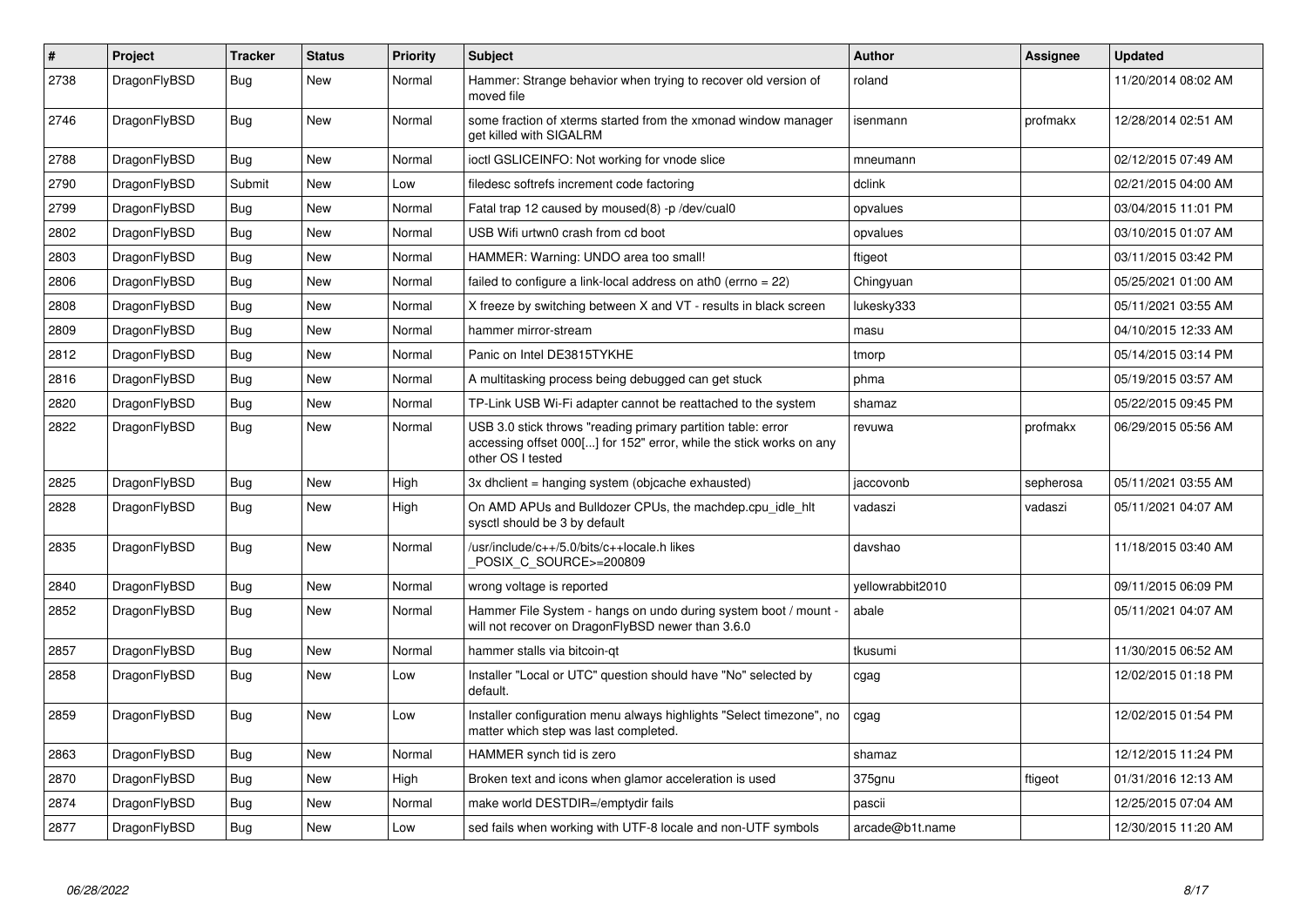| # | Project | Tracker | Status | Priority | Subject | Author | Assignee | Updated |
|---|---|---|---|---|---|---|---|---|
| 2738 | DragonFlyBSD | Bug | New | Normal | Hammer: Strange behavior when trying to recover old version of moved file | roland | | 11/20/2014 08:02 AM |
| 2746 | DragonFlyBSD | Bug | New | Normal | some fraction of xterms started from the xmonad window manager get killed with SIGALRM | isenmann | profmakx | 12/28/2014 02:51 AM |
| 2788 | DragonFlyBSD | Bug | New | Normal | ioctl GSLICEINFO: Not working for vnode slice | mneumann | | 02/12/2015 07:49 AM |
| 2790 | DragonFlyBSD | Submit | New | Low | filedesc softrefs increment code factoring | dclink | | 02/21/2015 04:00 AM |
| 2799 | DragonFlyBSD | Bug | New | Normal | Fatal trap 12 caused by moused(8) -p /dev/cual0 | opvalues | | 03/04/2015 11:01 PM |
| 2802 | DragonFlyBSD | Bug | New | Normal | USB Wifi urtwn0 crash from cd boot | opvalues | | 03/10/2015 01:07 AM |
| 2803 | DragonFlyBSD | Bug | New | Normal | HAMMER: Warning: UNDO area too small! | ftigeot | | 03/11/2015 03:42 PM |
| 2806 | DragonFlyBSD | Bug | New | Normal | failed to configure a link-local address on ath0 (errno = 22) | Chingyuan | | 05/25/2021 01:00 AM |
| 2808 | DragonFlyBSD | Bug | New | Normal | X freeze by switching between X and VT - results in black screen | lukesky333 | | 05/11/2021 03:55 AM |
| 2809 | DragonFlyBSD | Bug | New | Normal | hammer mirror-stream | masu | | 04/10/2015 12:33 AM |
| 2812 | DragonFlyBSD | Bug | New | Normal | Panic on Intel DE3815TYKHE | tmorp | | 05/14/2015 03:14 PM |
| 2816 | DragonFlyBSD | Bug | New | Normal | A multitasking process being debugged can get stuck | phma | | 05/19/2015 03:57 AM |
| 2820 | DragonFlyBSD | Bug | New | Normal | TP-Link USB Wi-Fi adapter cannot be reattached to the system | shamaz | | 05/22/2015 09:45 PM |
| 2822 | DragonFlyBSD | Bug | New | Normal | USB 3.0 stick throws "reading primary partition table: error accessing offset 000[...] for 152" error, while the stick works on any other OS I tested | revuwa | profmakx | 06/29/2015 05:56 AM |
| 2825 | DragonFlyBSD | Bug | New | High | 3x dhclient = hanging system (objcache exhausted) | jaccovonb | sepherosa | 05/11/2021 03:55 AM |
| 2828 | DragonFlyBSD | Bug | New | High | On AMD APUs and Bulldozer CPUs, the machdep.cpu_idle_hlt sysctl should be 3 by default | vadaszi | vadaszi | 05/11/2021 04:07 AM |
| 2835 | DragonFlyBSD | Bug | New | Normal | /usr/include/c++/5.0/bits/c++locale.h likes _POSIX_C_SOURCE>=200809 | davshao | | 11/18/2015 03:40 AM |
| 2840 | DragonFlyBSD | Bug | New | Normal | wrong voltage is reported | yellowrabbit2010 | | 09/11/2015 06:09 PM |
| 2852 | DragonFlyBSD | Bug | New | Normal | Hammer File System - hangs on undo during system boot / mount - will not recover on DragonFlyBSD newer than 3.6.0 | abale | | 05/11/2021 04:07 AM |
| 2857 | DragonFlyBSD | Bug | New | Normal | hammer stalls via bitcoin-qt | tkusumi | | 11/30/2015 06:52 AM |
| 2858 | DragonFlyBSD | Bug | New | Low | Installer "Local or UTC" question should have "No" selected by default. | cgag | | 12/02/2015 01:18 PM |
| 2859 | DragonFlyBSD | Bug | New | Low | Installer configuration menu always highlights "Select timezone", no matter which step was last completed. | cgag | | 12/02/2015 01:54 PM |
| 2863 | DragonFlyBSD | Bug | New | Normal | HAMMER synch tid is zero | shamaz | | 12/12/2015 11:24 PM |
| 2870 | DragonFlyBSD | Bug | New | High | Broken text and icons when glamor acceleration is used | 375gnu | ftigeot | 01/31/2016 12:13 AM |
| 2874 | DragonFlyBSD | Bug | New | Normal | make world DESTDIR=/emptydir fails | pascii | | 12/25/2015 07:04 AM |
| 2877 | DragonFlyBSD | Bug | New | Low | sed fails when working with UTF-8 locale and non-UTF symbols | arcade@b1t.name | | 12/30/2015 11:20 AM |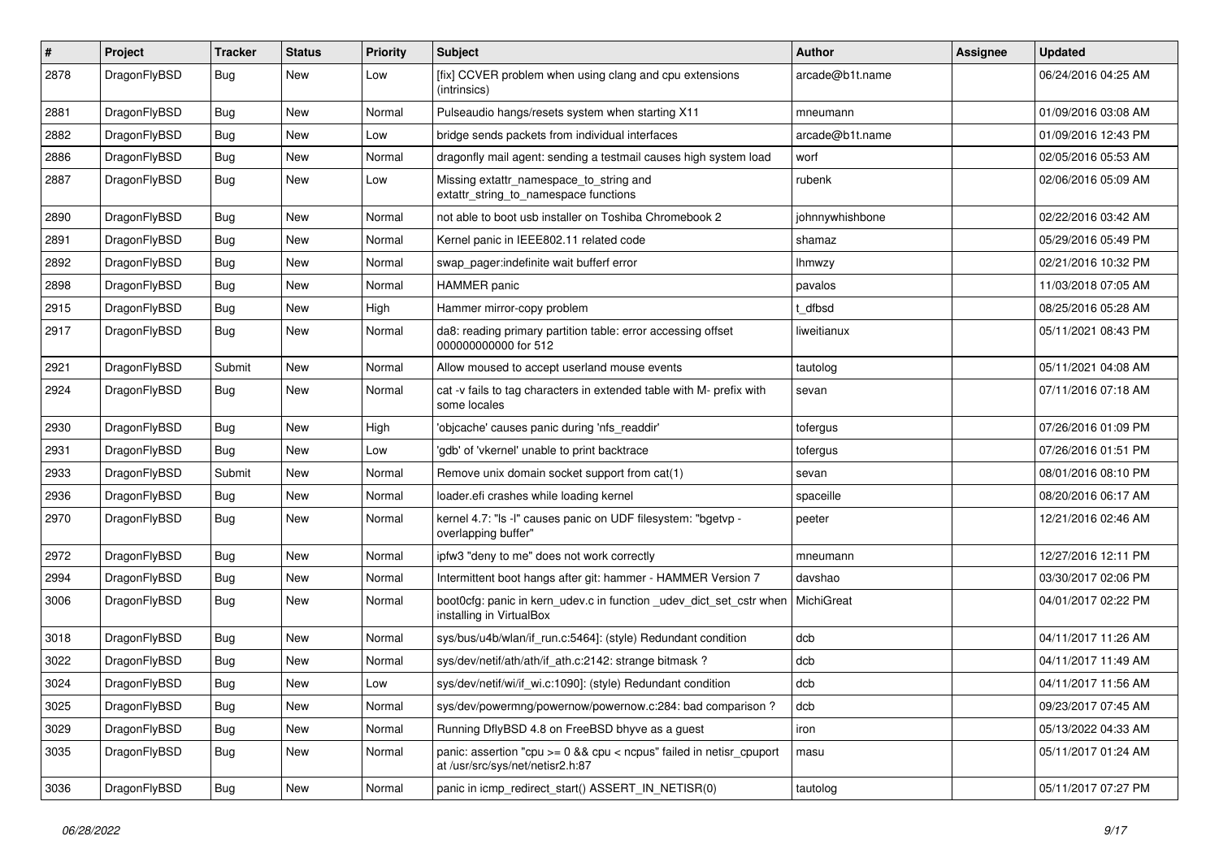| # | Project | Tracker | Status | Priority | Subject | Author | Assignee | Updated |
|---|---|---|---|---|---|---|---|---|
| 2878 | DragonFlyBSD | Bug | New | Low | [fix] CCVER problem when using clang and cpu extensions (intrinsics) | arcade@b1t.name | | 06/24/2016 04:25 AM |
| 2881 | DragonFlyBSD | Bug | New | Normal | Pulseaudio hangs/resets system when starting X11 | mneumann | | 01/09/2016 03:08 AM |
| 2882 | DragonFlyBSD | Bug | New | Low | bridge sends packets from individual interfaces | arcade@b1t.name | | 01/09/2016 12:43 PM |
| 2886 | DragonFlyBSD | Bug | New | Normal | dragonfly mail agent: sending a testmail causes high system load | worf | | 02/05/2016 05:53 AM |
| 2887 | DragonFlyBSD | Bug | New | Low | Missing extattr_namespace_to_string and extattr_string_to_namespace functions | rubenk | | 02/06/2016 05:09 AM |
| 2890 | DragonFlyBSD | Bug | New | Normal | not able to boot usb installer on Toshiba Chromebook 2 | johnnywhishbone | | 02/22/2016 03:42 AM |
| 2891 | DragonFlyBSD | Bug | New | Normal | Kernel panic in IEEE802.11 related code | shamaz | | 05/29/2016 05:49 PM |
| 2892 | DragonFlyBSD | Bug | New | Normal | swap_pager:indefinite wait bufferf error | lhmwzy | | 02/21/2016 10:32 PM |
| 2898 | DragonFlyBSD | Bug | New | Normal | HAMMER panic | pavalos | | 11/03/2018 07:05 AM |
| 2915 | DragonFlyBSD | Bug | New | High | Hammer mirror-copy problem | t_dfbsd | | 08/25/2016 05:28 AM |
| 2917 | DragonFlyBSD | Bug | New | Normal | da8: reading primary partition table: error accessing offset 000000000000 for 512 | liweitianux | | 05/11/2021 08:43 PM |
| 2921 | DragonFlyBSD | Submit | New | Normal | Allow moused to accept userland mouse events | tautolog | | 05/11/2021 04:08 AM |
| 2924 | DragonFlyBSD | Bug | New | Normal | cat -v fails to tag characters in extended table with M- prefix with some locales | sevan | | 07/11/2016 07:18 AM |
| 2930 | DragonFlyBSD | Bug | New | High | 'objcache' causes panic during 'nfs_readdir' | tofergus | | 07/26/2016 01:09 PM |
| 2931 | DragonFlyBSD | Bug | New | Low | 'gdb' of 'vkernel' unable to print backtrace | tofergus | | 07/26/2016 01:51 PM |
| 2933 | DragonFlyBSD | Submit | New | Normal | Remove unix domain socket support from cat(1) | sevan | | 08/01/2016 08:10 PM |
| 2936 | DragonFlyBSD | Bug | New | Normal | loader.efi crashes while loading kernel | spaceille | | 08/20/2016 06:17 AM |
| 2970 | DragonFlyBSD | Bug | New | Normal | kernel 4.7: "ls -l" causes panic on UDF filesystem: "bgetvp - overlapping buffer" | peeter | | 12/21/2016 02:46 AM |
| 2972 | DragonFlyBSD | Bug | New | Normal | ipfw3 "deny to me" does not work correctly | mneumann | | 12/27/2016 12:11 PM |
| 2994 | DragonFlyBSD | Bug | New | Normal | Intermittent boot hangs after git: hammer - HAMMER Version 7 | davshao | | 03/30/2017 02:06 PM |
| 3006 | DragonFlyBSD | Bug | New | Normal | boot0cfg: panic in kern_udev.c in function _udev_dict_set_cstr when installing in VirtualBox | MichiGreat | | 04/01/2017 02:22 PM |
| 3018 | DragonFlyBSD | Bug | New | Normal | sys/bus/u4b/wlan/if_run.c:5464]: (style) Redundant condition | dcb | | 04/11/2017 11:26 AM |
| 3022 | DragonFlyBSD | Bug | New | Normal | sys/dev/netif/ath/ath/if_ath.c:2142: strange bitmask ? | dcb | | 04/11/2017 11:49 AM |
| 3024 | DragonFlyBSD | Bug | New | Low | sys/dev/netif/wi/if_wi.c:1090]: (style) Redundant condition | dcb | | 04/11/2017 11:56 AM |
| 3025 | DragonFlyBSD | Bug | New | Normal | sys/dev/powermng/powernow/powernow.c:284: bad comparison ? | dcb | | 09/23/2017 07:45 AM |
| 3029 | DragonFlyBSD | Bug | New | Normal | Running DflyBSD 4.8 on FreeBSD bhyve as a guest | iron | | 05/13/2022 04:33 AM |
| 3035 | DragonFlyBSD | Bug | New | Normal | panic: assertion "cpu >= 0 && cpu < ncpus" failed in netisr_cpuport at /usr/src/sys/net/netisr2.h:87 | masu | | 05/11/2017 01:24 AM |
| 3036 | DragonFlyBSD | Bug | New | Normal | panic in icmp_redirect_start() ASSERT_IN_NETISR(0) | tautolog | | 05/11/2017 07:27 PM |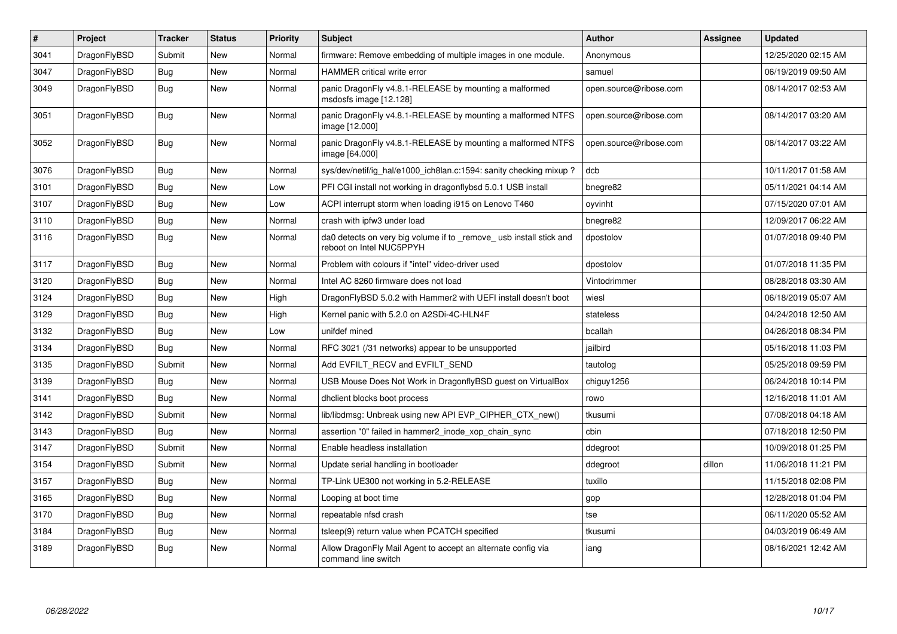| # | Project | Tracker | Status | Priority | Subject | Author | Assignee | Updated |
|---|---|---|---|---|---|---|---|---|
| 3041 | DragonFlyBSD | Submit | New | Normal | firmware: Remove embedding of multiple images in one module. | Anonymous | | 12/25/2020 02:15 AM |
| 3047 | DragonFlyBSD | Bug | New | Normal | HAMMER critical write error | samuel | | 06/19/2019 09:50 AM |
| 3049 | DragonFlyBSD | Bug | New | Normal | panic DragonFly v4.8.1-RELEASE by mounting a malformed msdosfs image [12.128] | open.source@ribose.com | | 08/14/2017 02:53 AM |
| 3051 | DragonFlyBSD | Bug | New | Normal | panic DragonFly v4.8.1-RELEASE by mounting a malformed NTFS image [12.000] | open.source@ribose.com | | 08/14/2017 03:20 AM |
| 3052 | DragonFlyBSD | Bug | New | Normal | panic DragonFly v4.8.1-RELEASE by mounting a malformed NTFS image [64.000] | open.source@ribose.com | | 08/14/2017 03:22 AM |
| 3076 | DragonFlyBSD | Bug | New | Normal | sys/dev/netif/ig_hal/e1000_ich8lan.c:1594: sanity checking mixup ? | dcb | | 10/11/2017 01:58 AM |
| 3101 | DragonFlyBSD | Bug | New | Low | PFI CGI install not working in dragonflybsd 5.0.1 USB install | bnegre82 | | 05/11/2021 04:14 AM |
| 3107 | DragonFlyBSD | Bug | New | Low | ACPI interrupt storm when loading i915 on Lenovo T460 | oyvinht | | 07/15/2020 07:01 AM |
| 3110 | DragonFlyBSD | Bug | New | Normal | crash with ipfw3 under load | bnegre82 | | 12/09/2017 06:22 AM |
| 3116 | DragonFlyBSD | Bug | New | Normal | da0 detects on very big volume if to _remove_ usb install stick and reboot on Intel NUC5PPYH | dpostolov | | 01/07/2018 09:40 PM |
| 3117 | DragonFlyBSD | Bug | New | Normal | Problem with colours if "intel" video-driver used | dpostolov | | 01/07/2018 11:35 PM |
| 3120 | DragonFlyBSD | Bug | New | Normal | Intel AC 8260 firmware does not load | Vintodrimmer | | 08/28/2018 03:30 AM |
| 3124 | DragonFlyBSD | Bug | New | High | DragonFlyBSD 5.0.2 with Hammer2 with UEFI install doesn't boot | wiesl | | 06/18/2019 05:07 AM |
| 3129 | DragonFlyBSD | Bug | New | High | Kernel panic with 5.2.0 on A2SDi-4C-HLN4F | stateless | | 04/24/2018 12:50 AM |
| 3132 | DragonFlyBSD | Bug | New | Low | unifdef mined | bcallah | | 04/26/2018 08:34 PM |
| 3134 | DragonFlyBSD | Bug | New | Normal | RFC 3021 (/31 networks) appear to be unsupported | jailbird | | 05/16/2018 11:03 PM |
| 3135 | DragonFlyBSD | Submit | New | Normal | Add EVFILT_RECV and EVFILT_SEND | tautolog | | 05/25/2018 09:59 PM |
| 3139 | DragonFlyBSD | Bug | New | Normal | USB Mouse Does Not Work in DragonflyBSD guest on VirtualBox | chiguy1256 | | 06/24/2018 10:14 PM |
| 3141 | DragonFlyBSD | Bug | New | Normal | dhclient blocks boot process | rowo | | 12/16/2018 11:01 AM |
| 3142 | DragonFlyBSD | Submit | New | Normal | lib/libdmsg: Unbreak using new API EVP_CIPHER_CTX_new() | tkusumi | | 07/08/2018 04:18 AM |
| 3143 | DragonFlyBSD | Bug | New | Normal | assertion "0" failed in hammer2_inode_xop_chain_sync | cbin | | 07/18/2018 12:50 PM |
| 3147 | DragonFlyBSD | Submit | New | Normal | Enable headless installation | ddegroot | | 10/09/2018 01:25 PM |
| 3154 | DragonFlyBSD | Submit | New | Normal | Update serial handling in bootloader | ddegroot | dillon | 11/06/2018 11:21 PM |
| 3157 | DragonFlyBSD | Bug | New | Normal | TP-Link UE300 not working in 5.2-RELEASE | tuxillo | | 11/15/2018 02:08 PM |
| 3165 | DragonFlyBSD | Bug | New | Normal | Looping at boot time | gop | | 12/28/2018 01:04 PM |
| 3170 | DragonFlyBSD | Bug | New | Normal | repeatable nfsd crash | tse | | 06/11/2020 05:52 AM |
| 3184 | DragonFlyBSD | Bug | New | Normal | tsleep(9) return value when PCATCH specified | tkusumi | | 04/03/2019 06:49 AM |
| 3189 | DragonFlyBSD | Bug | New | Normal | Allow DragonFly Mail Agent to accept an alternate config via command line switch | iang | | 08/16/2021 12:42 AM |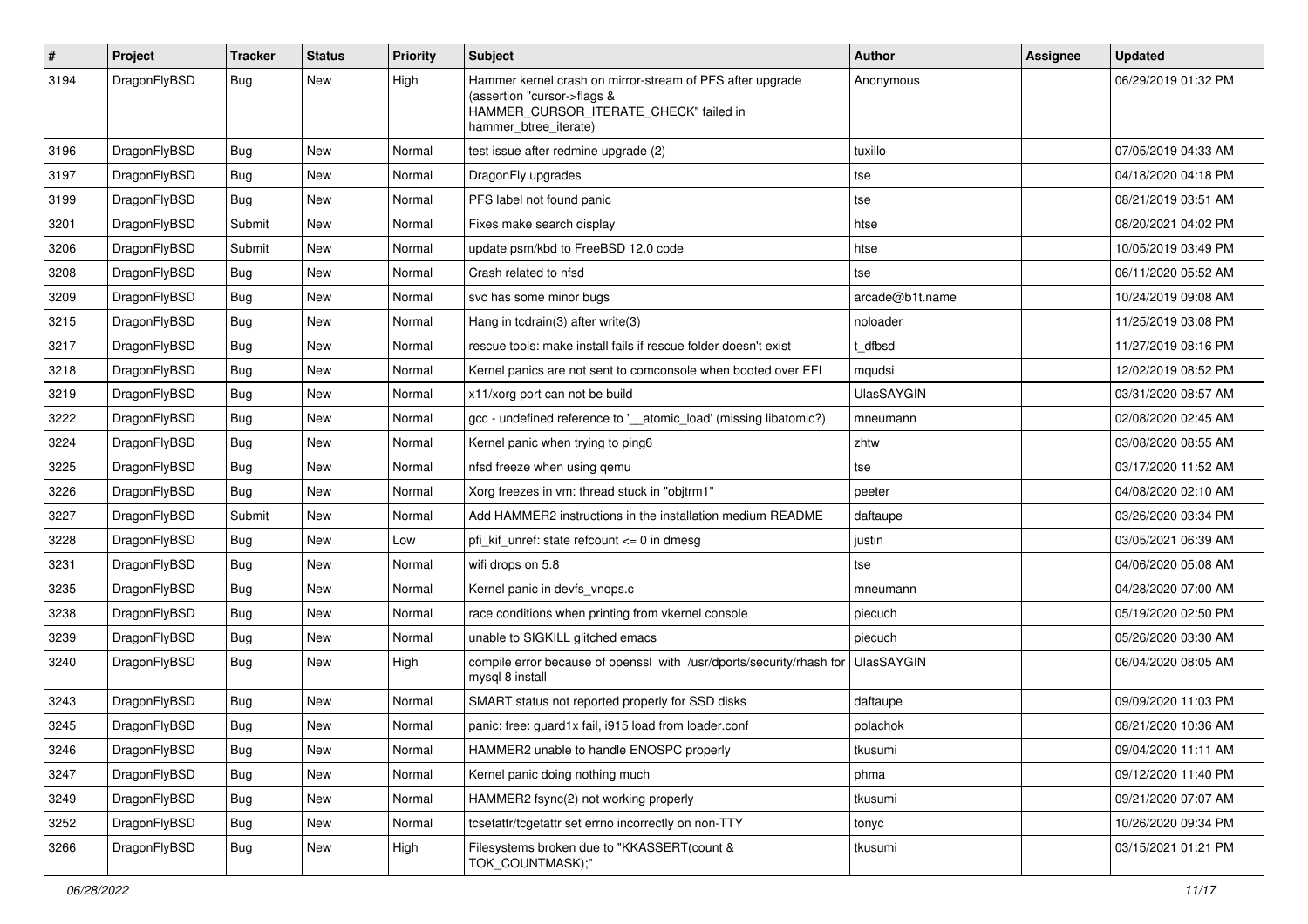| # | Project | Tracker | Status | Priority | Subject | Author | Assignee | Updated |
|---|---|---|---|---|---|---|---|---|
| 3194 | DragonFlyBSD | Bug | New | High | Hammer kernel crash on mirror-stream of PFS after upgrade (assertion "cursor->flags & HAMMER_CURSOR_ITERATE_CHECK" failed in hammer_btree_iterate) | Anonymous | | 06/29/2019 01:32 PM |
| 3196 | DragonFlyBSD | Bug | New | Normal | test issue after redmine upgrade (2) | tuxillo | | 07/05/2019 04:33 AM |
| 3197 | DragonFlyBSD | Bug | New | Normal | DragonFly upgrades | tse | | 04/18/2020 04:18 PM |
| 3199 | DragonFlyBSD | Bug | New | Normal | PFS label not found panic | tse | | 08/21/2019 03:51 AM |
| 3201 | DragonFlyBSD | Submit | New | Normal | Fixes make search display | htse | | 08/20/2021 04:02 PM |
| 3206 | DragonFlyBSD | Submit | New | Normal | update psm/kbd to FreeBSD 12.0 code | htse | | 10/05/2019 03:49 PM |
| 3208 | DragonFlyBSD | Bug | New | Normal | Crash related to nfsd | tse | | 06/11/2020 05:52 AM |
| 3209 | DragonFlyBSD | Bug | New | Normal | svc has some minor bugs | arcade@b1t.name | | 10/24/2019 09:08 AM |
| 3215 | DragonFlyBSD | Bug | New | Normal | Hang in tcdrain(3) after write(3) | noloader | | 11/25/2019 03:08 PM |
| 3217 | DragonFlyBSD | Bug | New | Normal | rescue tools: make install fails if rescue folder doesn't exist | t_dfbsd | | 11/27/2019 08:16 PM |
| 3218 | DragonFlyBSD | Bug | New | Normal | Kernel panics are not sent to comconsole when booted over EFI | mqudsi | | 12/02/2019 08:52 PM |
| 3219 | DragonFlyBSD | Bug | New | Normal | x11/xorg port can not be build | UlasSAYGIN | | 03/31/2020 08:57 AM |
| 3222 | DragonFlyBSD | Bug | New | Normal | gcc - undefined reference to '__atomic_load' (missing libatomic?) | mneumann | | 02/08/2020 02:45 AM |
| 3224 | DragonFlyBSD | Bug | New | Normal | Kernel panic when trying to ping6 | zhtw | | 03/08/2020 08:55 AM |
| 3225 | DragonFlyBSD | Bug | New | Normal | nfsd freeze when using qemu | tse | | 03/17/2020 11:52 AM |
| 3226 | DragonFlyBSD | Bug | New | Normal | Xorg freezes in vm: thread stuck in "objtrm1" | peeter | | 04/08/2020 02:10 AM |
| 3227 | DragonFlyBSD | Submit | New | Normal | Add HAMMER2 instructions in the installation medium README | daftaupe | | 03/26/2020 03:34 PM |
| 3228 | DragonFlyBSD | Bug | New | Low | pfi_kif_unref: state refcount <= 0 in dmesg | justin | | 03/05/2021 06:39 AM |
| 3231 | DragonFlyBSD | Bug | New | Normal | wifi drops on 5.8 | tse | | 04/06/2020 05:08 AM |
| 3235 | DragonFlyBSD | Bug | New | Normal | Kernel panic in devfs_vnops.c | mneumann | | 04/28/2020 07:00 AM |
| 3238 | DragonFlyBSD | Bug | New | Normal | race conditions when printing from vkernel console | piecuch | | 05/19/2020 02:50 PM |
| 3239 | DragonFlyBSD | Bug | New | Normal | unable to SIGKILL glitched emacs | piecuch | | 05/26/2020 03:30 AM |
| 3240 | DragonFlyBSD | Bug | New | High | compile error because of openssl with /usr/dports/security/rhash for mysql 8 install | UlasSAYGIN | | 06/04/2020 08:05 AM |
| 3243 | DragonFlyBSD | Bug | New | Normal | SMART status not reported properly for SSD disks | daftaupe | | 09/09/2020 11:03 PM |
| 3245 | DragonFlyBSD | Bug | New | Normal | panic: free: guard1x fail, i915 load from loader.conf | polachok | | 08/21/2020 10:36 AM |
| 3246 | DragonFlyBSD | Bug | New | Normal | HAMMER2 unable to handle ENOSPC properly | tkusumi | | 09/04/2020 11:11 AM |
| 3247 | DragonFlyBSD | Bug | New | Normal | Kernel panic doing nothing much | phma | | 09/12/2020 11:40 PM |
| 3249 | DragonFlyBSD | Bug | New | Normal | HAMMER2 fsync(2) not working properly | tkusumi | | 09/21/2020 07:07 AM |
| 3252 | DragonFlyBSD | Bug | New | Normal | tcsetattr/tcgetattr set errno incorrectly on non-TTY | tonyc | | 10/26/2020 09:34 PM |
| 3266 | DragonFlyBSD | Bug | New | High | Filesystems broken due to "KKASSERT(count & TOK_COUNTMASK);" | tkusumi | | 03/15/2021 01:21 PM |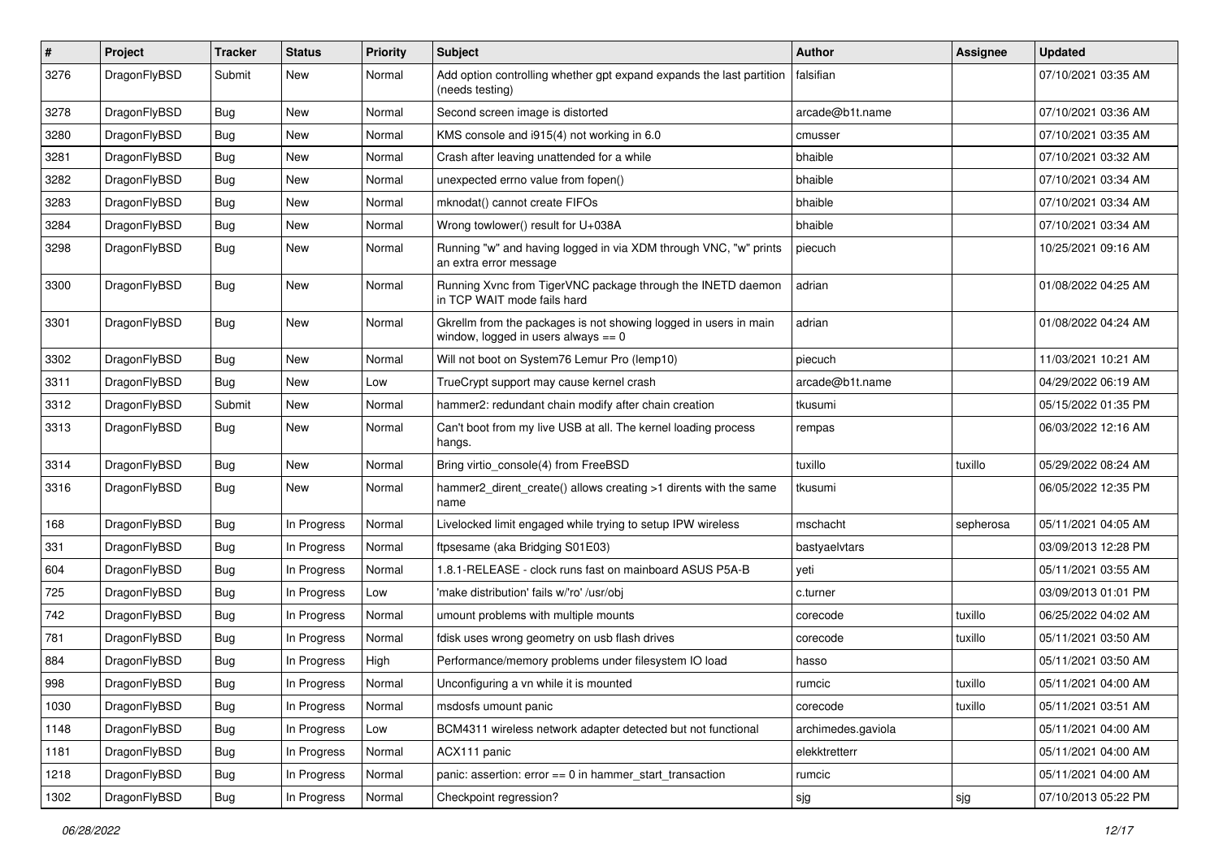| # | Project | Tracker | Status | Priority | Subject | Author | Assignee | Updated |
|---|---|---|---|---|---|---|---|---|
| 3276 | DragonFlyBSD | Submit | New | Normal | Add option controlling whether gpt expand expands the last partition (needs testing) | falsifian | | 07/10/2021 03:35 AM |
| 3278 | DragonFlyBSD | Bug | New | Normal | Second screen image is distorted | arcade@b1t.name | | 07/10/2021 03:36 AM |
| 3280 | DragonFlyBSD | Bug | New | Normal | KMS console and i915(4) not working in 6.0 | cmusser | | 07/10/2021 03:35 AM |
| 3281 | DragonFlyBSD | Bug | New | Normal | Crash after leaving unattended for a while | bhaible | | 07/10/2021 03:32 AM |
| 3282 | DragonFlyBSD | Bug | New | Normal | unexpected errno value from fopen() | bhaible | | 07/10/2021 03:34 AM |
| 3283 | DragonFlyBSD | Bug | New | Normal | mknodat() cannot create FIFOs | bhaible | | 07/10/2021 03:34 AM |
| 3284 | DragonFlyBSD | Bug | New | Normal | Wrong towlower() result for U+038A | bhaible | | 07/10/2021 03:34 AM |
| 3298 | DragonFlyBSD | Bug | New | Normal | Running "w" and having logged in via XDM through VNC, "w" prints an extra error message | piecuch | | 10/25/2021 09:16 AM |
| 3300 | DragonFlyBSD | Bug | New | Normal | Running Xvnc from TigerVNC package through the INETD daemon in TCP WAIT mode fails hard | adrian | | 01/08/2022 04:25 AM |
| 3301 | DragonFlyBSD | Bug | New | Normal | Gkrellm from the packages is not showing logged in users in main window, logged in users always == 0 | adrian | | 01/08/2022 04:24 AM |
| 3302 | DragonFlyBSD | Bug | New | Normal | Will not boot on System76 Lemur Pro (lemp10) | piecuch | | 11/03/2021 10:21 AM |
| 3311 | DragonFlyBSD | Bug | New | Low | TrueCrypt support may cause kernel crash | arcade@b1t.name | | 04/29/2022 06:19 AM |
| 3312 | DragonFlyBSD | Submit | New | Normal | hammer2: redundant chain modify after chain creation | tkusumi | | 05/15/2022 01:35 PM |
| 3313 | DragonFlyBSD | Bug | New | Normal | Can't boot from my live USB at all. The kernel loading process hangs. | rempas | | 06/03/2022 12:16 AM |
| 3314 | DragonFlyBSD | Bug | New | Normal | Bring virtio_console(4) from FreeBSD | tuxillo | tuxillo | 05/29/2022 08:24 AM |
| 3316 | DragonFlyBSD | Bug | New | Normal | hammer2_dirent_create() allows creating >1 dirents with the same name | tkusumi | | 06/05/2022 12:35 PM |
| 168 | DragonFlyBSD | Bug | In Progress | Normal | Livelocked limit engaged while trying to setup IPW wireless | mschacht | sepherosa | 05/11/2021 04:05 AM |
| 331 | DragonFlyBSD | Bug | In Progress | Normal | ftpsesame (aka Bridging S01E03) | bastyaelvtars | | 03/09/2013 12:28 PM |
| 604 | DragonFlyBSD | Bug | In Progress | Normal | 1.8.1-RELEASE - clock runs fast on mainboard ASUS P5A-B | yeti | | 05/11/2021 03:55 AM |
| 725 | DragonFlyBSD | Bug | In Progress | Low | 'make distribution' fails w/'ro' /usr/obj | c.turner | | 03/09/2013 01:01 PM |
| 742 | DragonFlyBSD | Bug | In Progress | Normal | umount problems with multiple mounts | corecode | tuxillo | 06/25/2022 04:02 AM |
| 781 | DragonFlyBSD | Bug | In Progress | Normal | fdisk uses wrong geometry on usb flash drives | corecode | tuxillo | 05/11/2021 03:50 AM |
| 884 | DragonFlyBSD | Bug | In Progress | High | Performance/memory problems under filesystem IO load | hasso | | 05/11/2021 03:50 AM |
| 998 | DragonFlyBSD | Bug | In Progress | Normal | Unconfiguring a vn while it is mounted | rumcic | tuxillo | 05/11/2021 04:00 AM |
| 1030 | DragonFlyBSD | Bug | In Progress | Normal | msdosfs umount panic | corecode | tuxillo | 05/11/2021 03:51 AM |
| 1148 | DragonFlyBSD | Bug | In Progress | Low | BCM4311 wireless network adapter detected but not functional | archimedes.gaviola | | 05/11/2021 04:00 AM |
| 1181 | DragonFlyBSD | Bug | In Progress | Normal | ACX111 panic | elekktretterr | | 05/11/2021 04:00 AM |
| 1218 | DragonFlyBSD | Bug | In Progress | Normal | panic: assertion: error == 0 in hammer_start_transaction | rumcic | | 05/11/2021 04:00 AM |
| 1302 | DragonFlyBSD | Bug | In Progress | Normal | Checkpoint regression? | sjg | sjg | 07/10/2013 05:22 PM |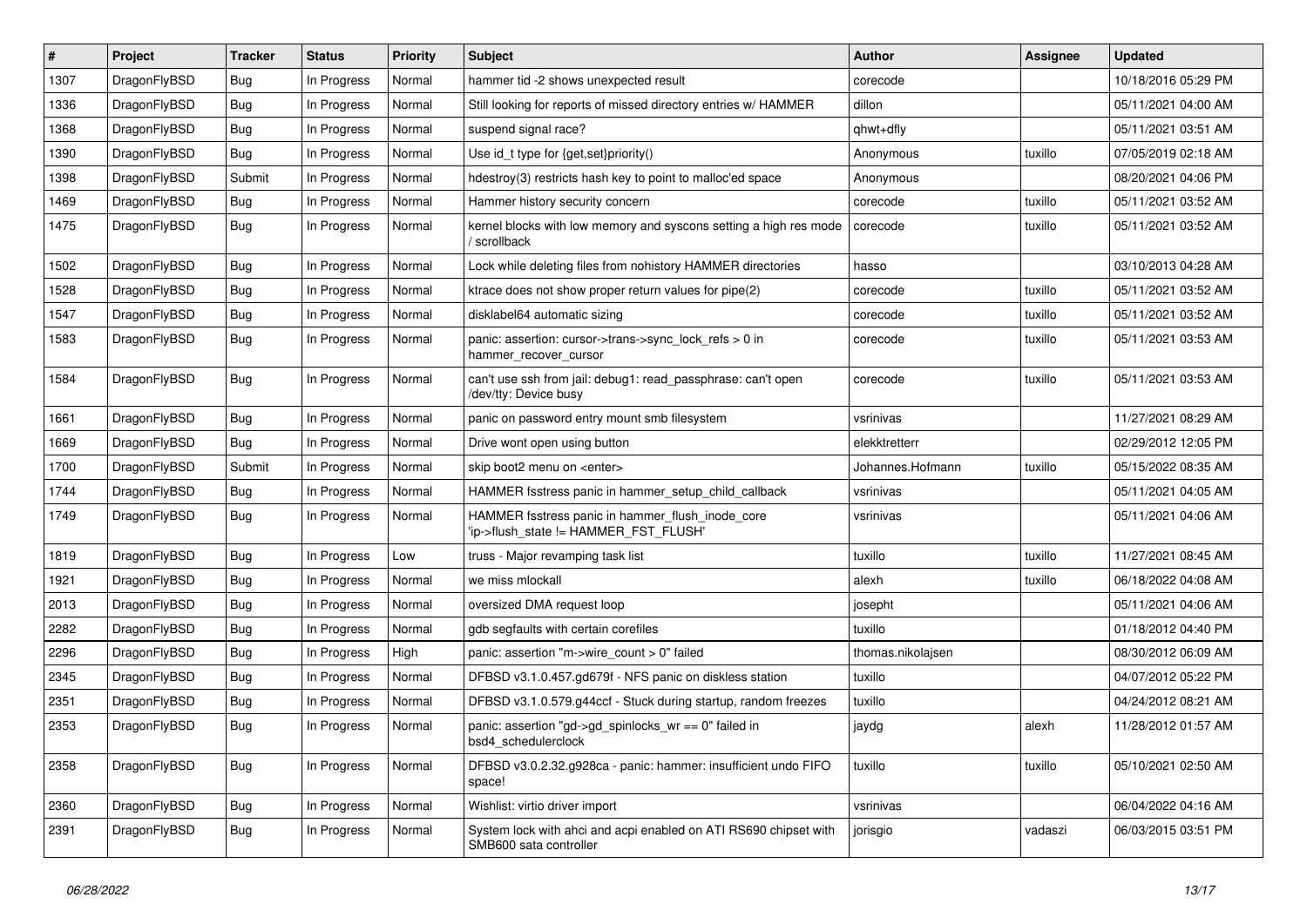| # | Project | Tracker | Status | Priority | Subject | Author | Assignee | Updated |
|---|---|---|---|---|---|---|---|---|
| 1307 | DragonFlyBSD | Bug | In Progress | Normal | hammer tid -2 shows unexpected result | corecode | | 10/18/2016 05:29 PM |
| 1336 | DragonFlyBSD | Bug | In Progress | Normal | Still looking for reports of missed directory entries w/ HAMMER | dillon | | 05/11/2021 04:00 AM |
| 1368 | DragonFlyBSD | Bug | In Progress | Normal | suspend signal race? | qhwt+dfly | | 05/11/2021 03:51 AM |
| 1390 | DragonFlyBSD | Bug | In Progress | Normal | Use id_t type for {get,set}priority() | Anonymous | tuxillo | 07/05/2019 02:18 AM |
| 1398 | DragonFlyBSD | Submit | In Progress | Normal | hdestroy(3) restricts hash key to point to malloc'ed space | Anonymous | | 08/20/2021 04:06 PM |
| 1469 | DragonFlyBSD | Bug | In Progress | Normal | Hammer history security concern | corecode | tuxillo | 05/11/2021 03:52 AM |
| 1475 | DragonFlyBSD | Bug | In Progress | Normal | kernel blocks with low memory and syscons setting a high res mode / scrollback | corecode | tuxillo | 05/11/2021 03:52 AM |
| 1502 | DragonFlyBSD | Bug | In Progress | Normal | Lock while deleting files from nohistory HAMMER directories | hasso | | 03/10/2013 04:28 AM |
| 1528 | DragonFlyBSD | Bug | In Progress | Normal | ktrace does not show proper return values for pipe(2) | corecode | tuxillo | 05/11/2021 03:52 AM |
| 1547 | DragonFlyBSD | Bug | In Progress | Normal | disklabel64 automatic sizing | corecode | tuxillo | 05/11/2021 03:52 AM |
| 1583 | DragonFlyBSD | Bug | In Progress | Normal | panic: assertion: cursor->trans->sync_lock_refs > 0 in hammer_recover_cursor | corecode | tuxillo | 05/11/2021 03:53 AM |
| 1584 | DragonFlyBSD | Bug | In Progress | Normal | can't use ssh from jail: debug1: read_passphrase: can't open /dev/tty: Device busy | corecode | tuxillo | 05/11/2021 03:53 AM |
| 1661 | DragonFlyBSD | Bug | In Progress | Normal | panic on password entry mount smb filesystem | vsrinivas | | 11/27/2021 08:29 AM |
| 1669 | DragonFlyBSD | Bug | In Progress | Normal | Drive wont open using button | elekktretterr | | 02/29/2012 12:05 PM |
| 1700 | DragonFlyBSD | Submit | In Progress | Normal | skip boot2 menu on <enter> | Johannes.Hofmann | tuxillo | 05/15/2022 08:35 AM |
| 1744 | DragonFlyBSD | Bug | In Progress | Normal | HAMMER fsstress panic in hammer_setup_child_callback | vsrinivas | | 05/11/2021 04:05 AM |
| 1749 | DragonFlyBSD | Bug | In Progress | Normal | HAMMER fsstress panic in hammer_flush_inode_core 'ip->flush_state != HAMMER_FST_FLUSH' | vsrinivas | | 05/11/2021 04:06 AM |
| 1819 | DragonFlyBSD | Bug | In Progress | Low | truss - Major revamping task list | tuxillo | tuxillo | 11/27/2021 08:45 AM |
| 1921 | DragonFlyBSD | Bug | In Progress | Normal | we miss mlockall | alexh | tuxillo | 06/18/2022 04:08 AM |
| 2013 | DragonFlyBSD | Bug | In Progress | Normal | oversized DMA request loop | josepht | | 05/11/2021 04:06 AM |
| 2282 | DragonFlyBSD | Bug | In Progress | Normal | gdb segfaults with certain corefiles | tuxillo | | 01/18/2012 04:40 PM |
| 2296 | DragonFlyBSD | Bug | In Progress | High | panic: assertion "m->wire_count > 0" failed | thomas.nikolajsen | | 08/30/2012 06:09 AM |
| 2345 | DragonFlyBSD | Bug | In Progress | Normal | DFBSD v3.1.0.457.gd679f - NFS panic on diskless station | tuxillo | | 04/07/2012 05:22 PM |
| 2351 | DragonFlyBSD | Bug | In Progress | Normal | DFBSD v3.1.0.579.g44ccf - Stuck during startup, random freezes | tuxillo | | 04/24/2012 08:21 AM |
| 2353 | DragonFlyBSD | Bug | In Progress | Normal | panic: assertion "gd->gd_spinlocks_wr == 0" failed in bsd4_schedulerclock | jaydg | alexh | 11/28/2012 01:57 AM |
| 2358 | DragonFlyBSD | Bug | In Progress | Normal | DFBSD v3.0.2.32.g928ca - panic: hammer: insufficient undo FIFO space! | tuxillo | tuxillo | 05/10/2021 02:50 AM |
| 2360 | DragonFlyBSD | Bug | In Progress | Normal | Wishlist: virtio driver import | vsrinivas | | 06/04/2022 04:16 AM |
| 2391 | DragonFlyBSD | Bug | In Progress | Normal | System lock with ahci and acpi enabled on ATI RS690 chipset with SMB600 sata controller | jorisgio | vadaszi | 06/03/2015 03:51 PM |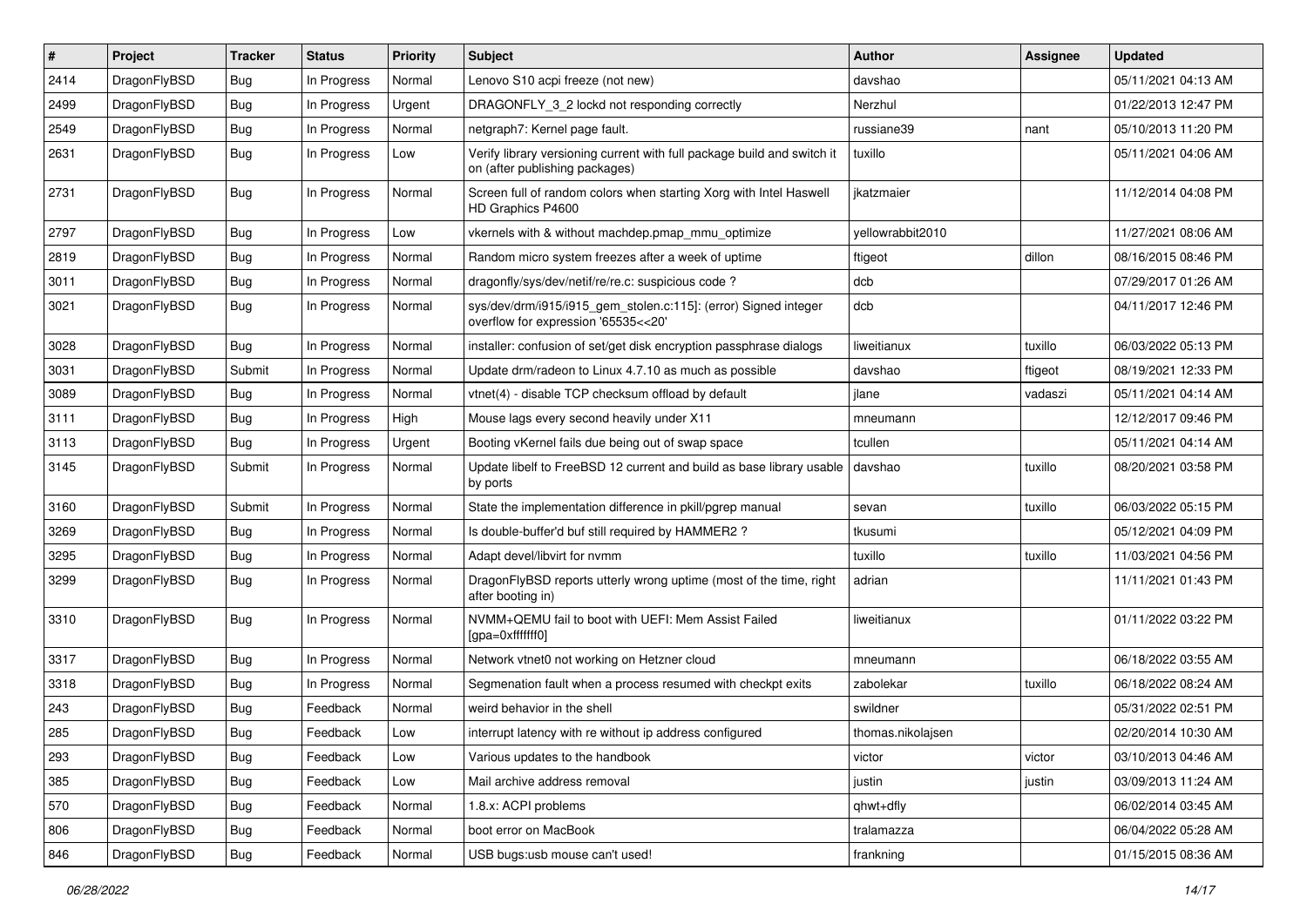| # | Project | Tracker | Status | Priority | Subject | Author | Assignee | Updated |
|---|---|---|---|---|---|---|---|---|
| 2414 | DragonFlyBSD | Bug | In Progress | Normal | Lenovo S10 acpi freeze (not new) | davshao | | 05/11/2021 04:13 AM |
| 2499 | DragonFlyBSD | Bug | In Progress | Urgent | DRAGONFLY_3_2 lockd not responding correctly | Nerzhul | | 01/22/2013 12:47 PM |
| 2549 | DragonFlyBSD | Bug | In Progress | Normal | netgraph7: Kernel page fault. | russiane39 | nant | 05/10/2013 11:20 PM |
| 2631 | DragonFlyBSD | Bug | In Progress | Low | Verify library versioning current with full package build and switch it on (after publishing packages) | tuxillo | | 05/11/2021 04:06 AM |
| 2731 | DragonFlyBSD | Bug | In Progress | Normal | Screen full of random colors when starting Xorg with Intel Haswell HD Graphics P4600 | jkatzmaier | | 11/12/2014 04:08 PM |
| 2797 | DragonFlyBSD | Bug | In Progress | Low | vkernels with & without machdep.pmap_mmu_optimize | yellowrabbit2010 | | 11/27/2021 08:06 AM |
| 2819 | DragonFlyBSD | Bug | In Progress | Normal | Random micro system freezes after a week of uptime | ftigeot | dillon | 08/16/2015 08:46 PM |
| 3011 | DragonFlyBSD | Bug | In Progress | Normal | dragonfly/sys/dev/netif/re/re.c: suspicious code ? | dcb | | 07/29/2017 01:26 AM |
| 3021 | DragonFlyBSD | Bug | In Progress | Normal | sys/dev/drm/i915/i915_gem_stolen.c:115]: (error) Signed integer overflow for expression '65535<<20' | dcb | | 04/11/2017 12:46 PM |
| 3028 | DragonFlyBSD | Bug | In Progress | Normal | installer: confusion of set/get disk encryption passphrase dialogs | liweitianux | tuxillo | 06/03/2022 05:13 PM |
| 3031 | DragonFlyBSD | Submit | In Progress | Normal | Update drm/radeon to Linux 4.7.10 as much as possible | davshao | ftigeot | 08/19/2021 12:33 PM |
| 3089 | DragonFlyBSD | Bug | In Progress | Normal | vtnet(4) - disable TCP checksum offload by default | jlane | vadaszi | 05/11/2021 04:14 AM |
| 3111 | DragonFlyBSD | Bug | In Progress | High | Mouse lags every second heavily under X11 | mneumann | | 12/12/2017 09:46 PM |
| 3113 | DragonFlyBSD | Bug | In Progress | Urgent | Booting vKernel fails due being out of swap space | tcullen | | 05/11/2021 04:14 AM |
| 3145 | DragonFlyBSD | Submit | In Progress | Normal | Update libelf to FreeBSD 12 current and build as base library usable by ports | davshao | tuxillo | 08/20/2021 03:58 PM |
| 3160 | DragonFlyBSD | Submit | In Progress | Normal | State the implementation difference in pkill/pgrep manual | sevan | tuxillo | 06/03/2022 05:15 PM |
| 3269 | DragonFlyBSD | Bug | In Progress | Normal | Is double-buffer'd buf still required by HAMMER2 ? | tkusumi | | 05/12/2021 04:09 PM |
| 3295 | DragonFlyBSD | Bug | In Progress | Normal | Adapt devel/libvirt for nvmm | tuxillo | tuxillo | 11/03/2021 04:56 PM |
| 3299 | DragonFlyBSD | Bug | In Progress | Normal | DragonFlyBSD reports utterly wrong uptime (most of the time, right after booting in) | adrian | | 11/11/2021 01:43 PM |
| 3310 | DragonFlyBSD | Bug | In Progress | Normal | NVMM+QEMU fail to boot with UEFI: Mem Assist Failed [gpa=0xfffffff0] | liweitianux | | 01/11/2022 03:22 PM |
| 3317 | DragonFlyBSD | Bug | In Progress | Normal | Network vtnet0 not working on Hetzner cloud | mneumann | | 06/18/2022 03:55 AM |
| 3318 | DragonFlyBSD | Bug | In Progress | Normal | Segmenation fault when a process resumed with checkpt exits | zabolekar | tuxillo | 06/18/2022 08:24 AM |
| 243 | DragonFlyBSD | Bug | Feedback | Normal | weird behavior in the shell | swildner | | 05/31/2022 02:51 PM |
| 285 | DragonFlyBSD | Bug | Feedback | Low | interrupt latency with re without ip address configured | thomas.nikolajsen | | 02/20/2014 10:30 AM |
| 293 | DragonFlyBSD | Bug | Feedback | Low | Various updates to the handbook | victor | victor | 03/10/2013 04:46 AM |
| 385 | DragonFlyBSD | Bug | Feedback | Low | Mail archive address removal | justin | justin | 03/09/2013 11:24 AM |
| 570 | DragonFlyBSD | Bug | Feedback | Normal | 1.8.x: ACPI problems | qhwt+dfly | | 06/02/2014 03:45 AM |
| 806 | DragonFlyBSD | Bug | Feedback | Normal | boot error on MacBook | tralamazza | | 06/04/2022 05:28 AM |
| 846 | DragonFlyBSD | Bug | Feedback | Normal | USB bugs:usb mouse can't used! | frankning | | 01/15/2015 08:36 AM |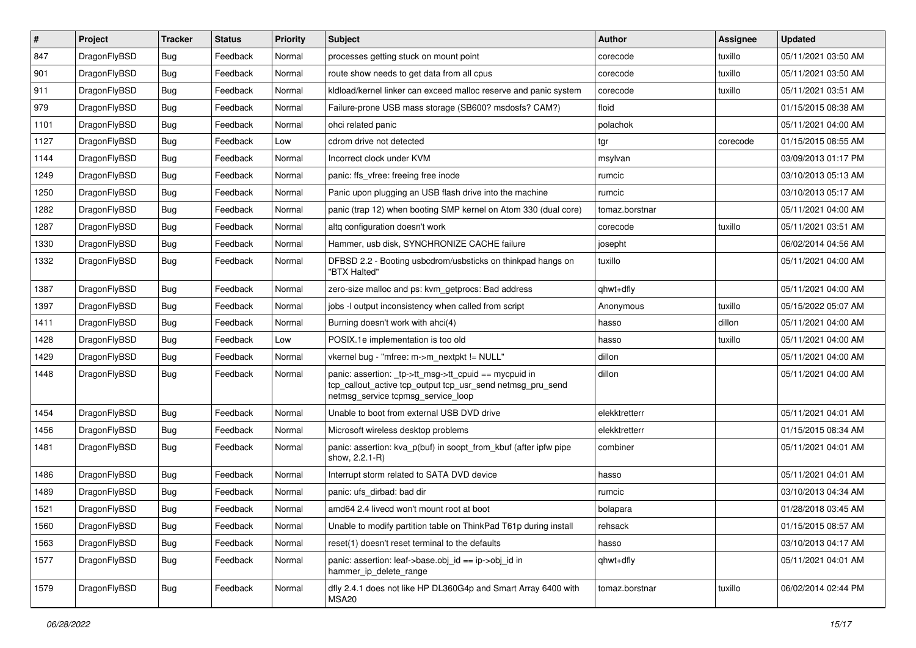| # | Project | Tracker | Status | Priority | Subject | Author | Assignee | Updated |
|---|---|---|---|---|---|---|---|---|
| 847 | DragonFlyBSD | Bug | Feedback | Normal | processes getting stuck on mount point | corecode | tuxillo | 05/11/2021 03:50 AM |
| 901 | DragonFlyBSD | Bug | Feedback | Normal | route show needs to get data from all cpus | corecode | tuxillo | 05/11/2021 03:50 AM |
| 911 | DragonFlyBSD | Bug | Feedback | Normal | kldload/kernel linker can exceed malloc reserve and panic system | corecode | tuxillo | 05/11/2021 03:51 AM |
| 979 | DragonFlyBSD | Bug | Feedback | Normal | Failure-prone USB mass storage (SB600? msdosfs? CAM?) | floid | | 01/15/2015 08:38 AM |
| 1101 | DragonFlyBSD | Bug | Feedback | Normal | ohci related panic | polachok | | 05/11/2021 04:00 AM |
| 1127 | DragonFlyBSD | Bug | Feedback | Low | cdrom drive not detected | tgr | corecode | 01/15/2015 08:55 AM |
| 1144 | DragonFlyBSD | Bug | Feedback | Normal | Incorrect clock under KVM | msylvan | | 03/09/2013 01:17 PM |
| 1249 | DragonFlyBSD | Bug | Feedback | Normal | panic: ffs_vfree: freeing free inode | rumcic | | 03/10/2013 05:13 AM |
| 1250 | DragonFlyBSD | Bug | Feedback | Normal | Panic upon plugging an USB flash drive into the machine | rumcic | | 03/10/2013 05:17 AM |
| 1282 | DragonFlyBSD | Bug | Feedback | Normal | panic (trap 12) when booting SMP kernel on Atom 330 (dual core) | tomaz.borstnar | | 05/11/2021 04:00 AM |
| 1287 | DragonFlyBSD | Bug | Feedback | Normal | altq configuration doesn't work | corecode | tuxillo | 05/11/2021 03:51 AM |
| 1330 | DragonFlyBSD | Bug | Feedback | Normal | Hammer, usb disk, SYNCHRONIZE CACHE failure | josepht | | 06/02/2014 04:56 AM |
| 1332 | DragonFlyBSD | Bug | Feedback | Normal | DFBSD 2.2 - Booting usbcdrom/usbsticks on thinkpad hangs on "BTX Halted" | tuxillo | | 05/11/2021 04:00 AM |
| 1387 | DragonFlyBSD | Bug | Feedback | Normal | zero-size malloc and ps: kvm_getprocs: Bad address | qhwt+dfly | | 05/11/2021 04:00 AM |
| 1397 | DragonFlyBSD | Bug | Feedback | Normal | jobs -l output inconsistency when called from script | Anonymous | tuxillo | 05/15/2022 05:07 AM |
| 1411 | DragonFlyBSD | Bug | Feedback | Normal | Burning doesn't work with ahci(4) | hasso | dillon | 05/11/2021 04:00 AM |
| 1428 | DragonFlyBSD | Bug | Feedback | Low | POSIX.1e implementation is too old | hasso | tuxillo | 05/11/2021 04:00 AM |
| 1429 | DragonFlyBSD | Bug | Feedback | Normal | vkernel bug - "mfree: m->m_nextpkt != NULL" | dillon | | 05/11/2021 04:00 AM |
| 1448 | DragonFlyBSD | Bug | Feedback | Normal | panic: assertion: _tp->tt_msg->tt_cpuid == mycpuid in tcp_callout_active tcp_output tcp_usr_send netmsg_pru_send netmsg_service tcpmsg_service_loop | dillon | | 05/11/2021 04:00 AM |
| 1454 | DragonFlyBSD | Bug | Feedback | Normal | Unable to boot from external USB DVD drive | elekktretterr | | 05/11/2021 04:01 AM |
| 1456 | DragonFlyBSD | Bug | Feedback | Normal | Microsoft wireless desktop problems | elekktretterr | | 01/15/2015 08:34 AM |
| 1481 | DragonFlyBSD | Bug | Feedback | Normal | panic: assertion: kva_p(buf) in soopt_from_kbuf (after ipfw pipe show, 2.2.1-R) | combiner | | 05/11/2021 04:01 AM |
| 1486 | DragonFlyBSD | Bug | Feedback | Normal | Interrupt storm related to SATA DVD device | hasso | | 05/11/2021 04:01 AM |
| 1489 | DragonFlyBSD | Bug | Feedback | Normal | panic: ufs_dirbad: bad dir | rumcic | | 03/10/2013 04:34 AM |
| 1521 | DragonFlyBSD | Bug | Feedback | Normal | amd64 2.4 livecd won't mount root at boot | bolapara | | 01/28/2018 03:45 AM |
| 1560 | DragonFlyBSD | Bug | Feedback | Normal | Unable to modify partition table on ThinkPad T61p during install | rehsack | | 01/15/2015 08:57 AM |
| 1563 | DragonFlyBSD | Bug | Feedback | Normal | reset(1) doesn't reset terminal to the defaults | hasso | | 03/10/2013 04:17 AM |
| 1577 | DragonFlyBSD | Bug | Feedback | Normal | panic: assertion: leaf->base.obj_id == ip->obj_id in hammer_ip_delete_range | qhwt+dfly | | 05/11/2021 04:01 AM |
| 1579 | DragonFlyBSD | Bug | Feedback | Normal | dfly 2.4.1 does not like HP DL360G4p and Smart Array 6400 with MSA20 | tomaz.borstnar | tuxillo | 06/02/2014 02:44 PM |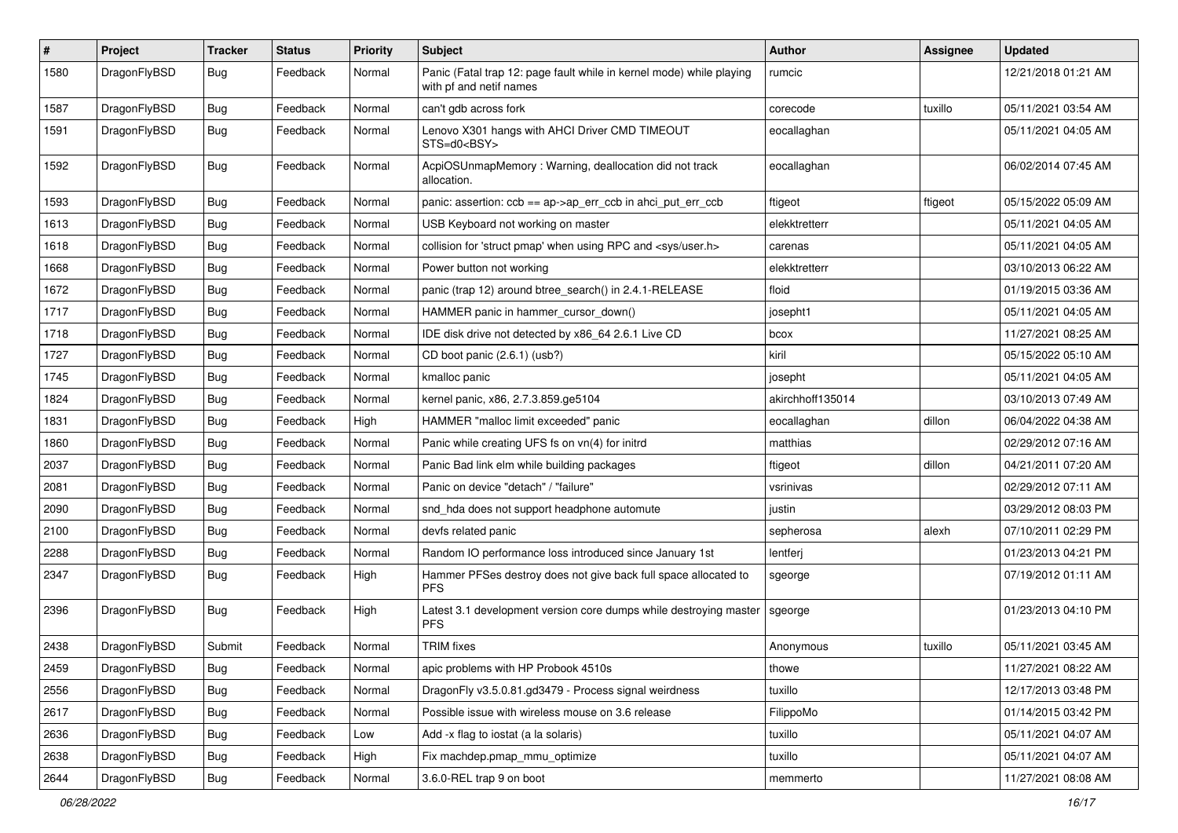| # | Project | Tracker | Status | Priority | Subject | Author | Assignee | Updated |
|---|---|---|---|---|---|---|---|---|
| 1580 | DragonFlyBSD | Bug | Feedback | Normal | Panic (Fatal trap 12: page fault while in kernel mode) while playing with pf and netif names | rumcic | | 12/21/2018 01:21 AM |
| 1587 | DragonFlyBSD | Bug | Feedback | Normal | can't gdb across fork | corecode | tuxillo | 05/11/2021 03:54 AM |
| 1591 | DragonFlyBSD | Bug | Feedback | Normal | Lenovo X301 hangs with AHCI Driver CMD TIMEOUT STS=d0<BSY> | eocallaghan | | 05/11/2021 04:05 AM |
| 1592 | DragonFlyBSD | Bug | Feedback | Normal | AcpiOSUnmapMemory : Warning, deallocation did not track allocation. | eocallaghan | | 06/02/2014 07:45 AM |
| 1593 | DragonFlyBSD | Bug | Feedback | Normal | panic: assertion: ccb == ap->ap_err_ccb in ahci_put_err_ccb | ftigeot | ftigeot | 05/15/2022 05:09 AM |
| 1613 | DragonFlyBSD | Bug | Feedback | Normal | USB Keyboard not working on master | elekktretterr | | 05/11/2021 04:05 AM |
| 1618 | DragonFlyBSD | Bug | Feedback | Normal | collision for 'struct pmap' when using RPC and <sys/user.h> | carenas | | 05/11/2021 04:05 AM |
| 1668 | DragonFlyBSD | Bug | Feedback | Normal | Power button not working | elekktretterr | | 03/10/2013 06:22 AM |
| 1672 | DragonFlyBSD | Bug | Feedback | Normal | panic (trap 12) around btree_search() in 2.4.1-RELEASE | floid | | 01/19/2015 03:36 AM |
| 1717 | DragonFlyBSD | Bug | Feedback | Normal | HAMMER panic in hammer_cursor_down() | josepht1 | | 05/11/2021 04:05 AM |
| 1718 | DragonFlyBSD | Bug | Feedback | Normal | IDE disk drive not detected by x86_64 2.6.1 Live CD | bcox | | 11/27/2021 08:25 AM |
| 1727 | DragonFlyBSD | Bug | Feedback | Normal | CD boot panic (2.6.1) (usb?) | kiril | | 05/15/2022 05:10 AM |
| 1745 | DragonFlyBSD | Bug | Feedback | Normal | kmalloc panic | josepht | | 05/11/2021 04:05 AM |
| 1824 | DragonFlyBSD | Bug | Feedback | Normal | kernel panic, x86, 2.7.3.859.ge5104 | akirchhoff135014 | | 03/10/2013 07:49 AM |
| 1831 | DragonFlyBSD | Bug | Feedback | High | HAMMER "malloc limit exceeded" panic | eocallaghan | dillon | 06/04/2022 04:38 AM |
| 1860 | DragonFlyBSD | Bug | Feedback | Normal | Panic while creating UFS fs on vn(4) for initrd | matthias | | 02/29/2012 07:16 AM |
| 2037 | DragonFlyBSD | Bug | Feedback | Normal | Panic Bad link elm while building packages | ftigeot | dillon | 04/21/2011 07:20 AM |
| 2081 | DragonFlyBSD | Bug | Feedback | Normal | Panic on device "detach" / "failure" | vsrinivas | | 02/29/2012 07:11 AM |
| 2090 | DragonFlyBSD | Bug | Feedback | Normal | snd_hda does not support headphone automute | justin | | 03/29/2012 08:03 PM |
| 2100 | DragonFlyBSD | Bug | Feedback | Normal | devfs related panic | sepherosa | alexh | 07/10/2011 02:29 PM |
| 2288 | DragonFlyBSD | Bug | Feedback | Normal | Random IO performance loss introduced since January 1st | lentferj | | 01/23/2013 04:21 PM |
| 2347 | DragonFlyBSD | Bug | Feedback | High | Hammer PFSes destroy does not give back full space allocated to PFS | sgeorge | | 07/19/2012 01:11 AM |
| 2396 | DragonFlyBSD | Bug | Feedback | High | Latest 3.1 development version core dumps while destroying master PFS | sgeorge | | 01/23/2013 04:10 PM |
| 2438 | DragonFlyBSD | Submit | Feedback | Normal | TRIM fixes | Anonymous | tuxillo | 05/11/2021 03:45 AM |
| 2459 | DragonFlyBSD | Bug | Feedback | Normal | apic problems with HP Probook 4510s | thowe | | 11/27/2021 08:22 AM |
| 2556 | DragonFlyBSD | Bug | Feedback | Normal | DragonFly v3.5.0.81.gd3479 - Process signal weirdness | tuxillo | | 12/17/2013 03:48 PM |
| 2617 | DragonFlyBSD | Bug | Feedback | Normal | Possible issue with wireless mouse on 3.6 release | FilippoMo | | 01/14/2015 03:42 PM |
| 2636 | DragonFlyBSD | Bug | Feedback | Low | Add -x flag to iostat (a la solaris) | tuxillo | | 05/11/2021 04:07 AM |
| 2638 | DragonFlyBSD | Bug | Feedback | High | Fix machdep.pmap_mmu_optimize | tuxillo | | 05/11/2021 04:07 AM |
| 2644 | DragonFlyBSD | Bug | Feedback | Normal | 3.6.0-REL trap 9 on boot | memmerto | | 11/27/2021 08:08 AM |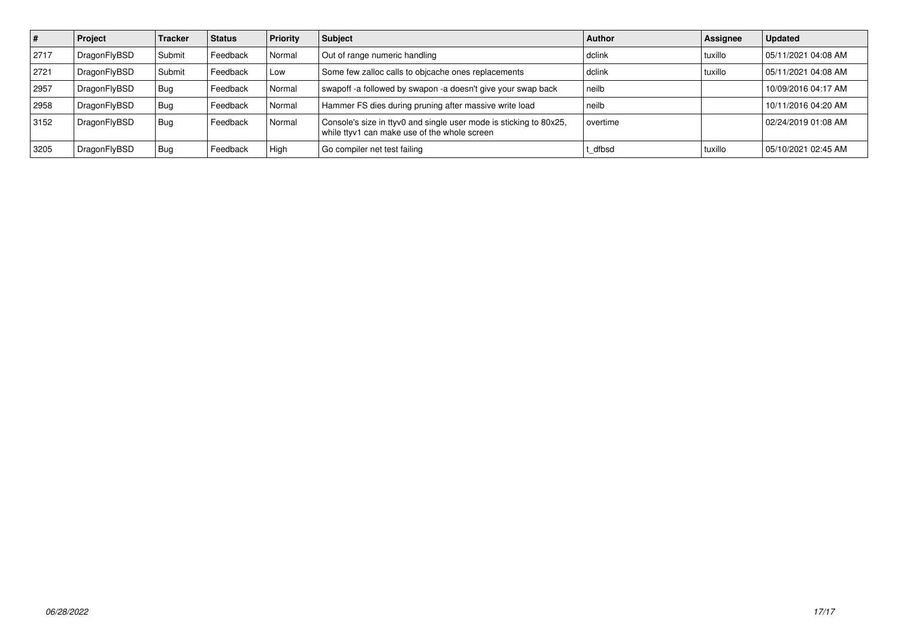| # | Project | Tracker | Status | Priority | Subject | Author | Assignee | Updated |
|---|---|---|---|---|---|---|---|---|
| 2717 | DragonFlyBSD | Submit | Feedback | Normal | Out of range numeric handling | dclink | tuxillo | 05/11/2021 04:08 AM |
| 2721 | DragonFlyBSD | Submit | Feedback | Low | Some few zalloc calls to objcache ones replacements | dclink | tuxillo | 05/11/2021 04:08 AM |
| 2957 | DragonFlyBSD | Bug | Feedback | Normal | swapoff -a followed by swapon -a doesn't give your swap back | neilb | | 10/09/2016 04:17 AM |
| 2958 | DragonFlyBSD | Bug | Feedback | Normal | Hammer FS dies during pruning after massive write load | neilb | | 10/11/2016 04:20 AM |
| 3152 | DragonFlyBSD | Bug | Feedback | Normal | Console's size in ttyv0 and single user mode is sticking to 80x25, while ttyv1 can make use of the whole screen | overtime | | 02/24/2019 01:08 AM |
| 3205 | DragonFlyBSD | Bug | Feedback | High | Go compiler net test failing | t_dfbsd | tuxillo | 05/10/2021 02:45 AM |

*06/28/2022*